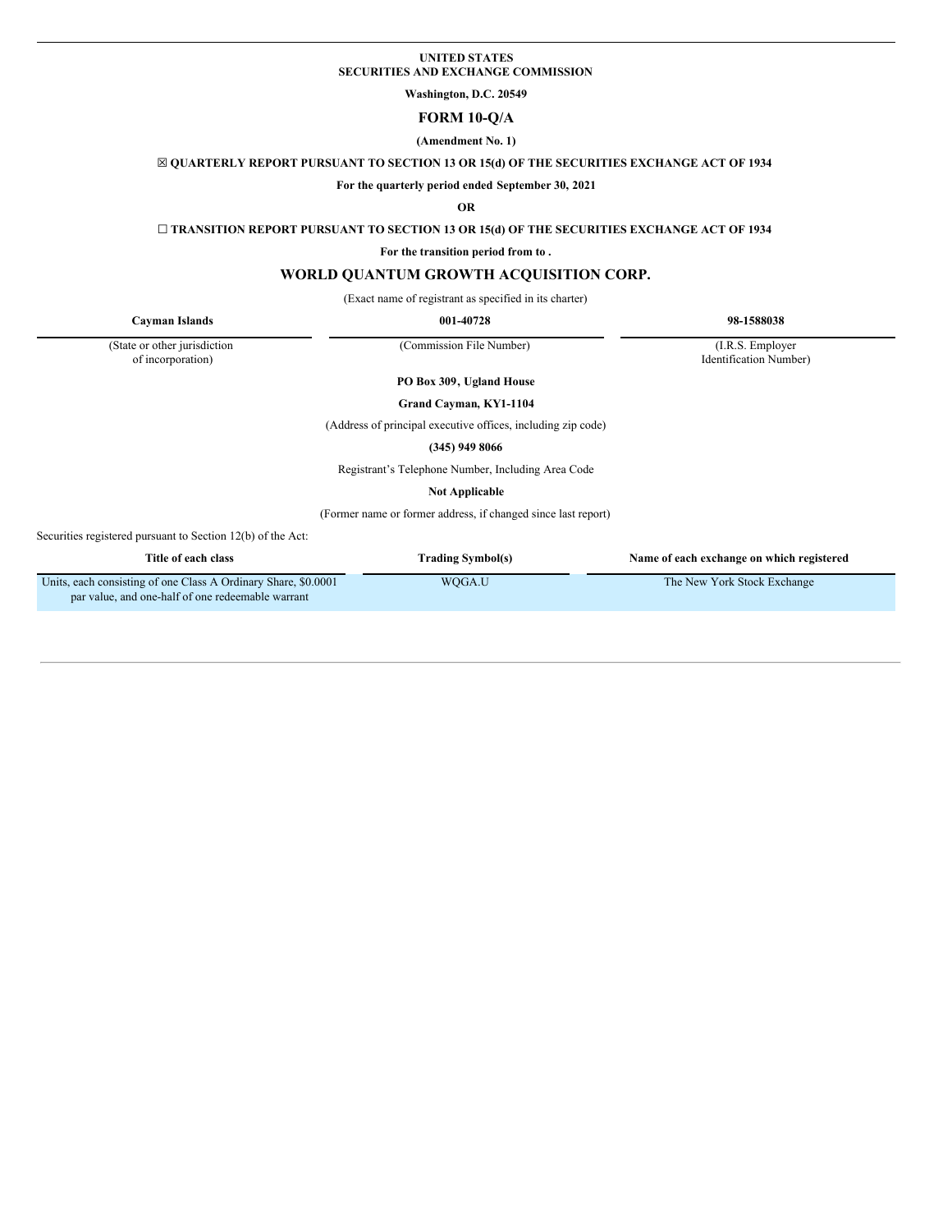**UNITED STATES**
**SECURITIES AND EXCHANGE COMMISSION**

**Washington, D.C. 20549**

# FORM 10-Q/A

**(Amendment No. 1)**

☒ **QUARTERLY REPORT PURSUANT TO SECTION 13 OR 15(d) OF THE SECURITIES EXCHANGE ACT OF 1934**

**For the quarterly period ended September 30, 2021**

**OR**

☐ **TRANSITION REPORT PURSUANT TO SECTION 13 OR 15(d) OF THE SECURITIES EXCHANGE ACT OF 1934**

**For the transition period from to .**

## WORLD QUANTUM GROWTH ACQUISITION CORP.

(Exact name of registrant as specified in its charter)

| **Cayman Islands** | **001-40728** | **98-1588038** |
|---|---|---|
| (State or other jurisdiction of incorporation) | (Commission File Number) | (I.R.S. Employer Identification Number) |

**PO Box 309, Ugland House**

**Grand Cayman, KY1-1104**

(Address of principal executive offices, including zip code)

**(345) 949 8066**

Registrant's Telephone Number, Including Area Code

**Not Applicable**

(Former name or former address, if changed since last report)

Securities registered pursuant to Section 12(b) of the Act:

| Title of each class | Trading Symbol(s) | Name of each exchange on which registered |
|---|---|---|
| Units, each consisting of one Class A Ordinary Share, $0.0001 par value, and one-half of one redeemable warrant | WQGA.U | The New York Stock Exchange |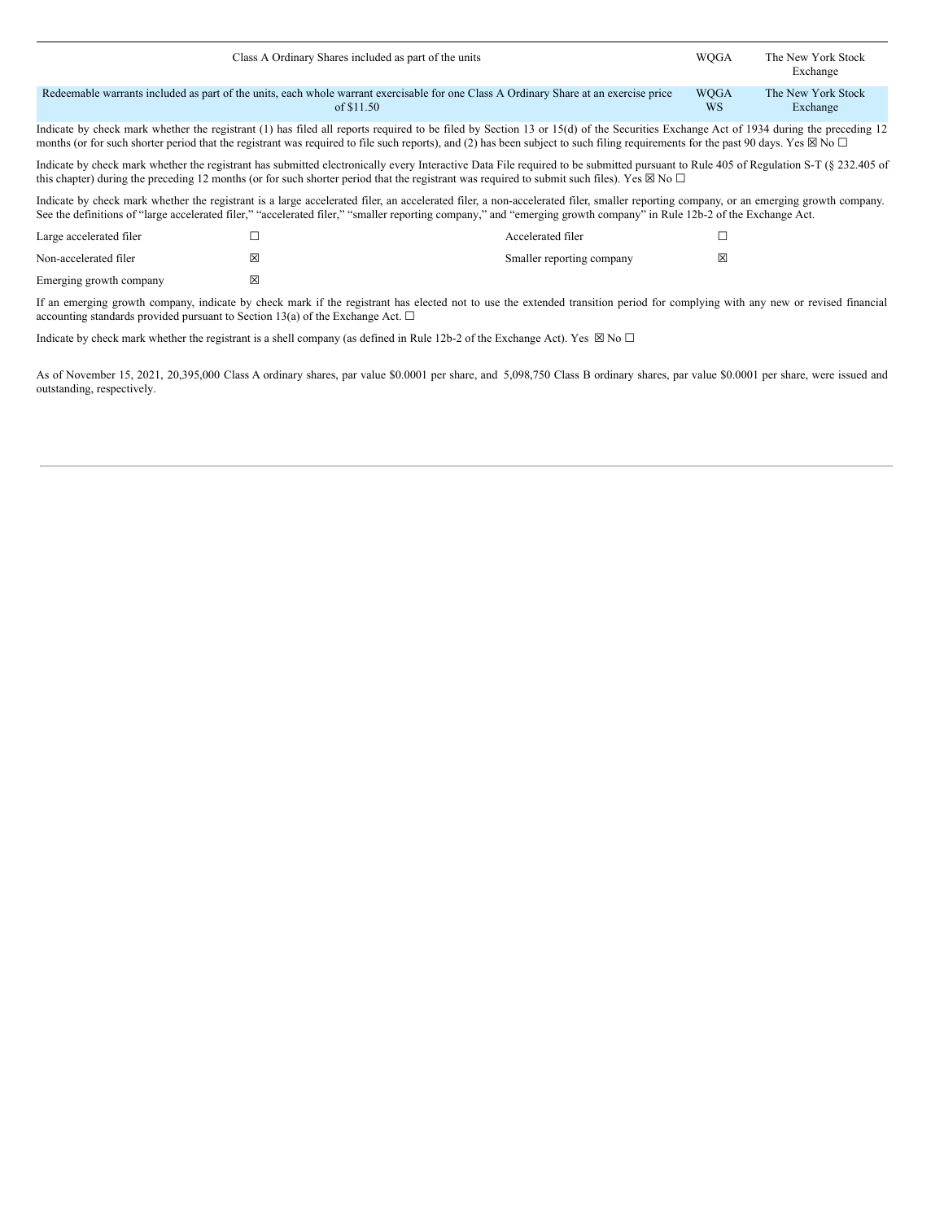| Class A Ordinary Shares included as part of the units | WQGA | The New York Stock Exchange |
|---|---|---|
| Redeemable warrants included as part of the units, each whole warrant exercisable for one Class A Ordinary Share at an exercise price of $11.50 | WQGA WS | The New York Stock Exchange |

Indicate by check mark whether the registrant (1) has filed all reports required to be filed by Section 13 or 15(d) of the Securities Exchange Act of 1934 during the preceding 12 months (or for such shorter period that the registrant was required to file such reports), and (2) has been subject to such filing requirements for the past 90 days. Yes ☒ No ☐

Indicate by check mark whether the registrant has submitted electronically every Interactive Data File required to be submitted pursuant to Rule 405 of Regulation S-T (§ 232.405 of this chapter) during the preceding 12 months (or for such shorter period that the registrant was required to submit such files). Yes ☒ No ☐

Indicate by check mark whether the registrant is a large accelerated filer, an accelerated filer, a non-accelerated filer, smaller reporting company, or an emerging growth company. See the definitions of "large accelerated filer," "accelerated filer," "smaller reporting company," and "emerging growth company" in Rule 12b-2 of the Exchange Act.

| | | | |
|---|---|---|---|
| Large accelerated filer | ☐ | Accelerated filer | ☐ |
| Non-accelerated filer | ☒ | Smaller reporting company | ☒ |
| Emerging growth company | ☒ | | |

If an emerging growth company, indicate by check mark if the registrant has elected not to use the extended transition period for complying with any new or revised financial accounting standards provided pursuant to Section 13(a) of the Exchange Act. ☐

Indicate by check mark whether the registrant is a shell company (as defined in Rule 12b-2 of the Exchange Act). Yes ☒ No ☐

As of November 15, 2021, 20,395,000 Class A ordinary shares, par value $0.0001 per share, and 5,098,750 Class B ordinary shares, par value $0.0001 per share, were issued and outstanding, respectively.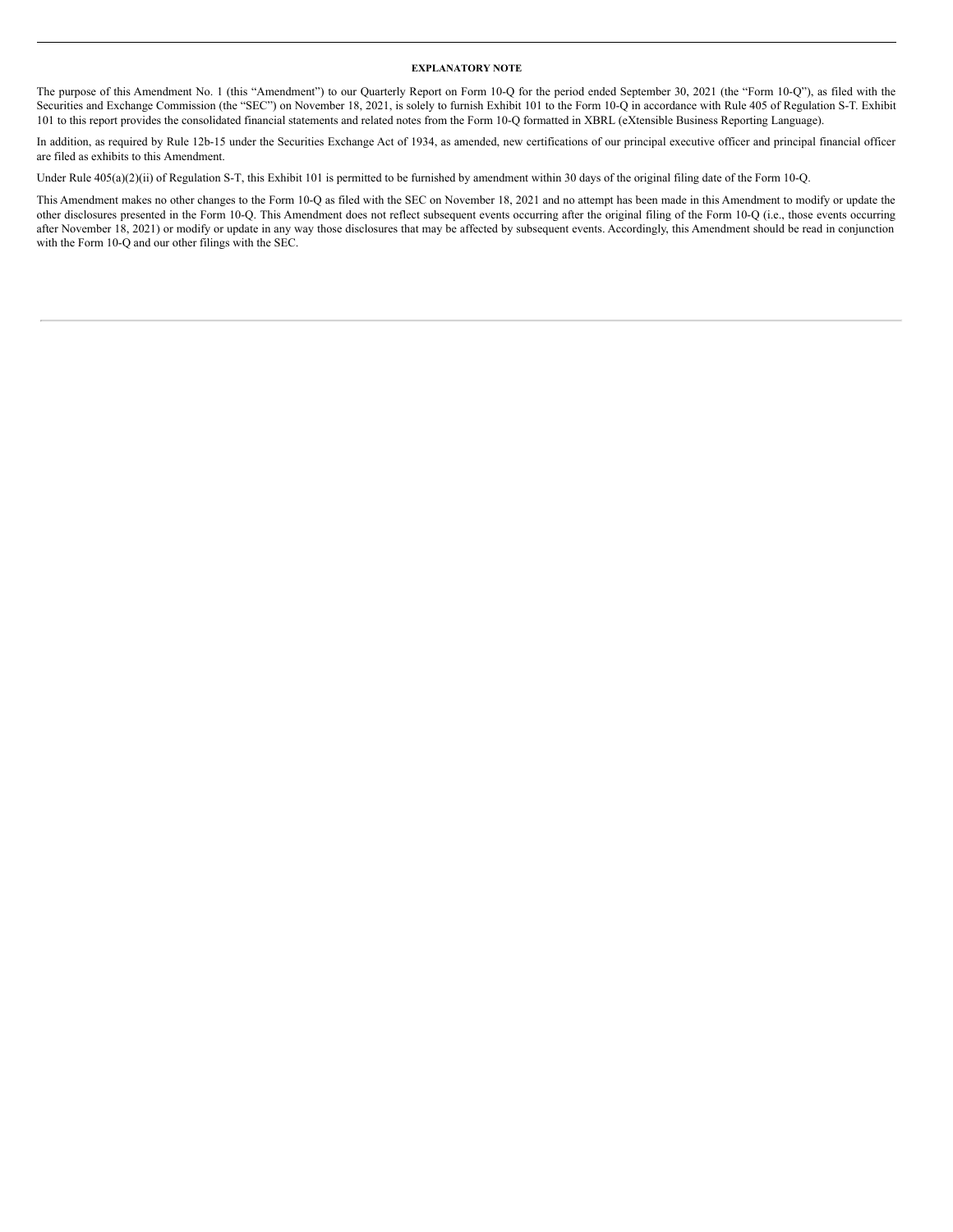**EXPLANATORY NOTE**

The purpose of this Amendment No. 1 (this "Amendment") to our Quarterly Report on Form 10-Q for the period ended September 30, 2021 (the "Form 10-Q"), as filed with the Securities and Exchange Commission (the "SEC") on November 18, 2021, is solely to furnish Exhibit 101 to the Form 10-Q in accordance with Rule 405 of Regulation S-T. Exhibit 101 to this report provides the consolidated financial statements and related notes from the Form 10-Q formatted in XBRL (eXtensible Business Reporting Language).

In addition, as required by Rule 12b-15 under the Securities Exchange Act of 1934, as amended, new certifications of our principal executive officer and principal financial officer are filed as exhibits to this Amendment.

Under Rule 405(a)(2)(ii) of Regulation S-T, this Exhibit 101 is permitted to be furnished by amendment within 30 days of the original filing date of the Form 10-Q.

This Amendment makes no other changes to the Form 10-Q as filed with the SEC on November 18, 2021 and no attempt has been made in this Amendment to modify or update the other disclosures presented in the Form 10-Q. This Amendment does not reflect subsequent events occurring after the original filing of the Form 10-Q (i.e., those events occurring after November 18, 2021) or modify or update in any way those disclosures that may be affected by subsequent events. Accordingly, this Amendment should be read in conjunction with the Form 10-Q and our other filings with the SEC.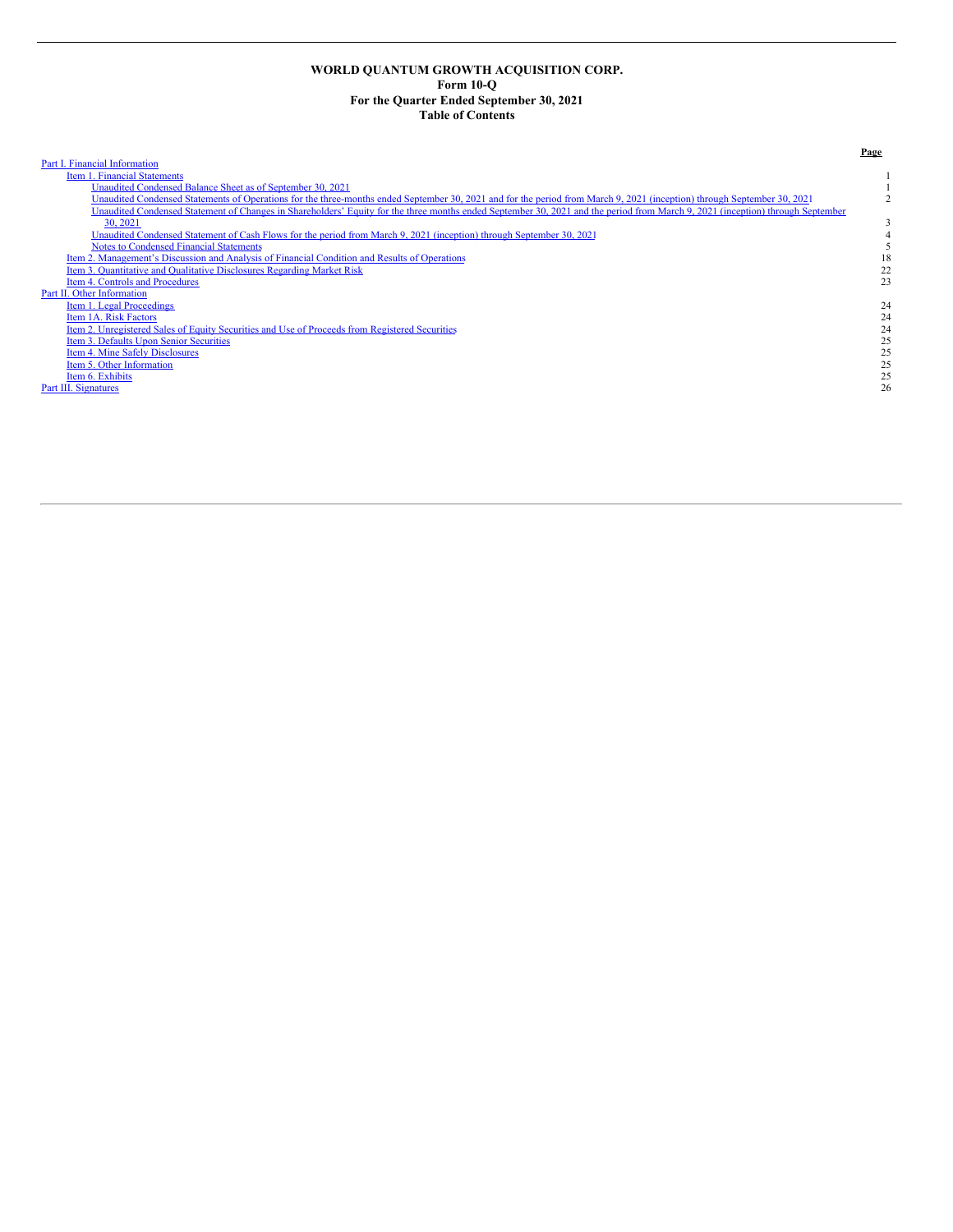**WORLD QUANTUM GROWTH ACQUISITION CORP.**
**Form 10-Q**
**For the Quarter Ended September 30, 2021**
**Table of Contents**

| | Page |
|---|---|
| Part I. Financial Information | |
| Item 1. Financial Statements | 1 |
| Unaudited Condensed Balance Sheet as of September 30, 2021 | 1 |
| Unaudited Condensed Statements of Operations for the three-months ended September 30, 2021 and for the period from March 9, 2021 (inception) through September 30, 2021 | 2 |
| Unaudited Condensed Statement of Changes in Shareholders' Equity for the three months ended September 30, 2021 and the period from March 9, 2021 (inception) through September 30, 2021 | 3 |
| Unaudited Condensed Statement of Cash Flows for the period from March 9, 2021 (inception) through September 30, 2021 | 4 |
| Notes to Condensed Financial Statements | 5 |
| Item 2. Management's Discussion and Analysis of Financial Condition and Results of Operations | 18 |
| Item 3. Quantitative and Qualitative Disclosures Regarding Market Risk | 22 |
| Item 4. Controls and Procedures | 23 |
| Part II. Other Information | |
| Item 1. Legal Proceedings | 24 |
| Item 1A. Risk Factors | 24 |
| Item 2. Unregistered Sales of Equity Securities and Use of Proceeds from Registered Securities | 24 |
| Item 3. Defaults Upon Senior Securities | 25 |
| Item 4. Mine Safely Disclosures | 25 |
| Item 5. Other Information | 25 |
| Item 6. Exhibits | 25 |
| Part III. Signatures | 26 |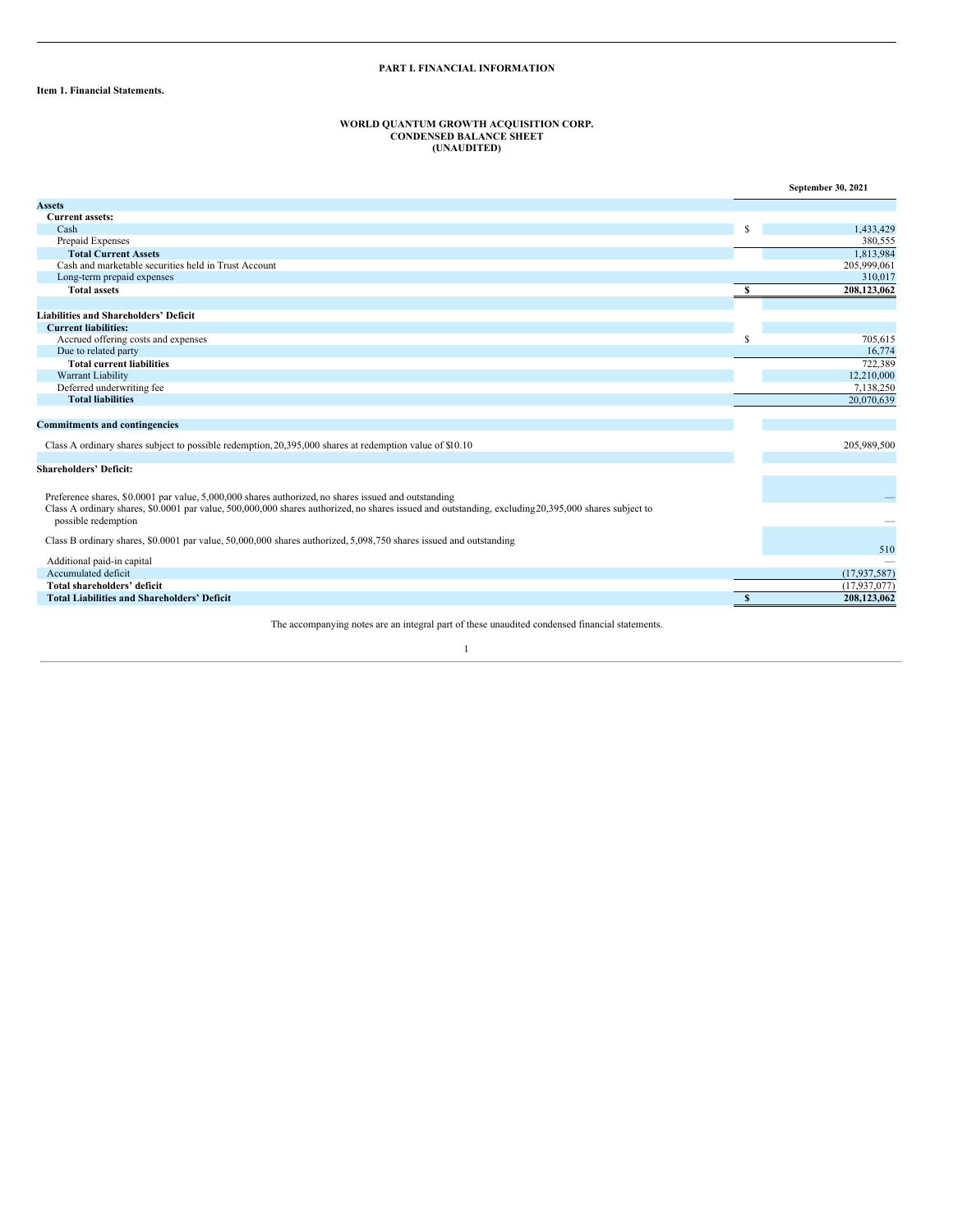# PART I. FINANCIAL INFORMATION

**Item 1. Financial Statements.**

**WORLD QUANTUM GROWTH ACQUISITION CORP.**
**CONDENSED BALANCE SHEET**
**(UNAUDITED)**

| | | September 30, 2021 |
|---|---|---|
| **Assets** | | |
| **Current assets:** | | |
| Cash | $ | 1,433,429 |
| Prepaid Expenses | | 380,555 |
| **Total Current Assets** | | 1,813,984 |
| Cash and marketable securities held in Trust Account | | 205,999,061 |
| Long-term prepaid expenses | | 310,017 |
| **Total assets** | **$** | **208,123,062** |
| | | |
| **Liabilities and Shareholders' Deficit** | | |
| **Current liabilities:** | | |
| Accrued offering costs and expenses | $ | 705,615 |
| Due to related party | | 16,774 |
| **Total current liabilities** | | 722,389 |
| Warrant Liability | | 12,210,000 |
| Deferred underwriting fee | | 7,138,250 |
| **Total liabilities** | | 20,070,639 |
| | | |
| **Commitments and contingencies** | | |
| | | |
| Class A ordinary shares subject to possible redemption, 20,395,000 shares at redemption value of $10.10 | | 205,989,500 |
| | | |
| **Shareholders' Deficit:** | | |
| Preference shares, $0.0001 par value, 5,000,000 shares authorized, no shares issued and outstanding | | — |
| Class A ordinary shares, $0.0001 par value, 500,000,000 shares authorized, no shares issued and outstanding, excluding 20,395,000 shares subject to possible redemption | | — |
| Class B ordinary shares, $0.0001 par value, 50,000,000 shares authorized, 5,098,750 shares issued and outstanding | | 510 |
| Additional paid-in capital | | — |
| Accumulated deficit | | (17,937,587) |
| **Total shareholders' deficit** | | (17,937,077) |
| **Total Liabilities and Shareholders' Deficit** | **$** | **208,123,062** |

The accompanying notes are an integral part of these unaudited condensed financial statements.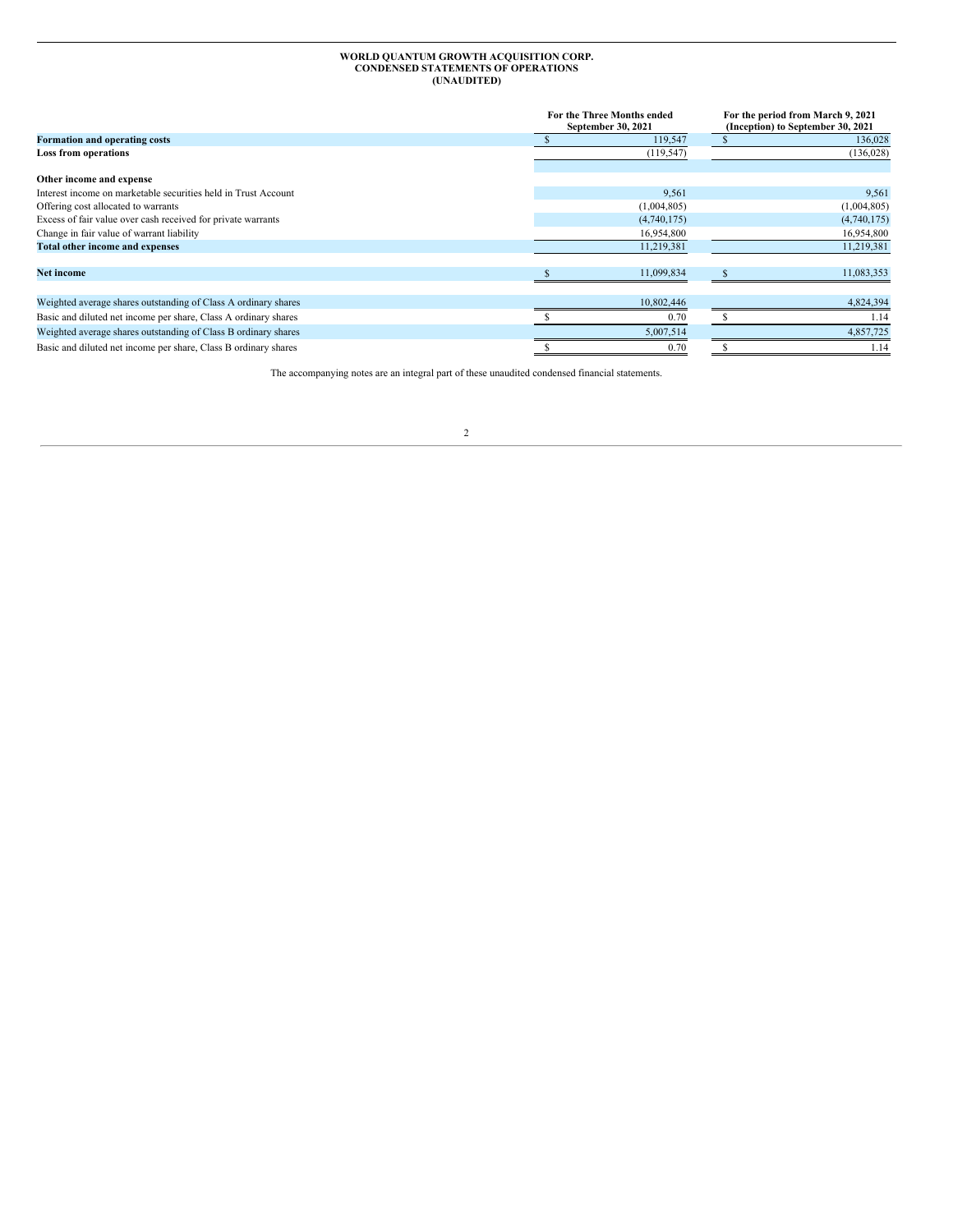# WORLD QUANTUM GROWTH ACQUISITION CORP.
## CONDENSED STATEMENTS OF OPERATIONS
### (UNAUDITED)

| | For the Three Months ended September 30, 2021 | For the period from March 9, 2021 (Inception) to September 30, 2021 |
|---|---|---|
| **Formation and operating costs** | $ 119,547 | $ 136,028 |
| **Loss from operations** | (119,547) | (136,028) |
| | | |
| **Other income and expense** | | |
| Interest income on marketable securities held in Trust Account | 9,561 | 9,561 |
| Offering cost allocated to warrants | (1,004,805) | (1,004,805) |
| Excess of fair value over cash received for private warrants | (4,740,175) | (4,740,175) |
| Change in fair value of warrant liability | 16,954,800 | 16,954,800 |
| **Total other income and expenses** | 11,219,381 | 11,219,381 |
| | | |
| **Net income** | $ 11,099,834 | $ 11,083,353 |
| | | |
| Weighted average shares outstanding of Class A ordinary shares | 10,802,446 | 4,824,394 |
| Basic and diluted net income per share, Class A ordinary shares | $ 0.70 | $ 1.14 |
| Weighted average shares outstanding of Class B ordinary shares | 5,007,514 | 4,857,725 |
| Basic and diluted net income per share, Class B ordinary shares | $ 0.70 | $ 1.14 |

The accompanying notes are an integral part of these unaudited condensed financial statements.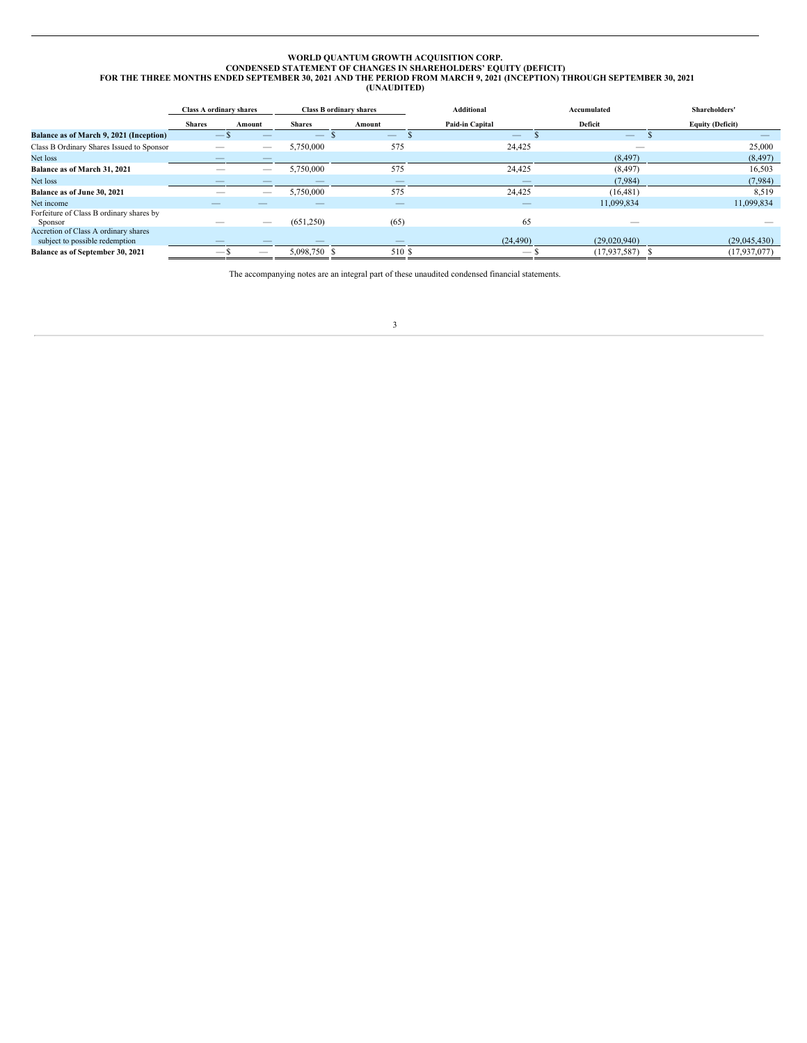**WORLD QUANTUM GROWTH ACQUISITION CORP.**
**CONDENSED STATEMENT OF CHANGES IN SHAREHOLDERS' EQUITY (DEFICIT)**
**FOR THE THREE MONTHS ENDED SEPTEMBER 30, 2021 AND THE PERIOD FROM MARCH 9, 2021 (INCEPTION) THROUGH SEPTEMBER 30, 2021**
**(UNAUDITED)**

| | Class A ordinary shares | | Class B ordinary shares | | Additional | Accumulated | Shareholders' |
|---|---|---|---|---|---|---|---|
| | Shares | Amount | Shares | Amount | Paid-in Capital | Deficit | Equity (Deficit) |
| **Balance as of March 9, 2021 (Inception)** | — | $ — | — | $ — | $ — | $ — | $ — |
| Class B Ordinary Shares Issued to Sponsor | — | — | 5,750,000 | 575 | 24,425 | — | 25,000 |
| Net loss | — | — | | | | (8,497) | (8,497) |
| **Balance as of March 31, 2021** | — | — | 5,750,000 | 575 | 24,425 | (8,497) | 16,503 |
| Net loss | — | — | — | — | — | (7,984) | (7,984) |
| **Balance as of June 30, 2021** | — | — | 5,750,000 | 575 | 24,425 | (16,481) | 8,519 |
| Net income | — | — | — | — | — | 11,099,834 | 11,099,834 |
| Forfeiture of Class B ordinary shares by Sponsor | — | — | (651,250) | (65) | 65 | — | — |
| Accretion of Class A ordinary shares subject to possible redemption | — | — | — | — | (24,490) | (29,020,940) | (29,045,430) |
| **Balance as of September 30, 2021** | — | $ — | 5,098,750 | $ 510 | $ — | $ (17,937,587) | $ (17,937,077) |

The accompanying notes are an integral part of these unaudited condensed financial statements.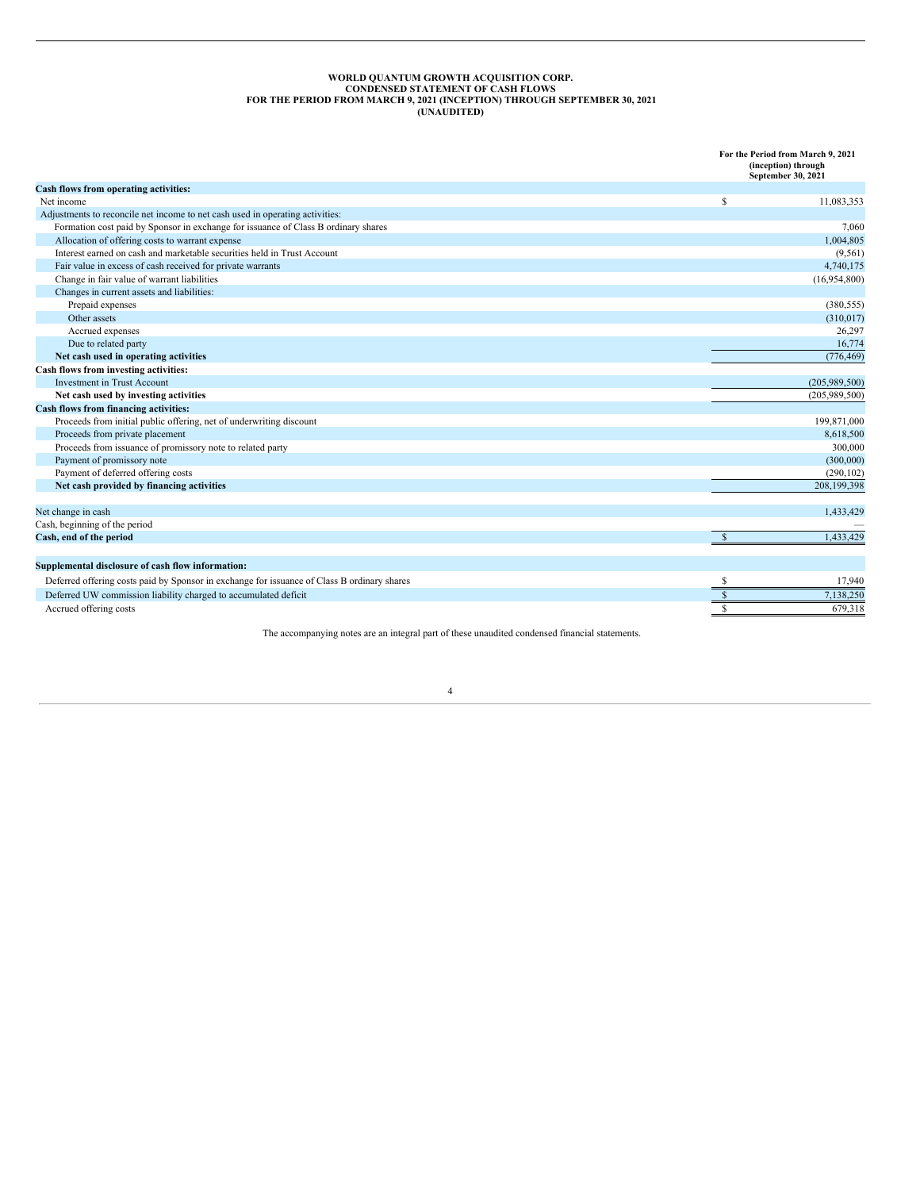# WORLD QUANTUM GROWTH ACQUISITION CORP.
## CONDENSED STATEMENT OF CASH FLOWS
## FOR THE PERIOD FROM MARCH 9, 2021 (INCEPTION) THROUGH SEPTEMBER 30, 2021
## (UNAUDITED)

| | For the Period from March 9, 2021 (inception) through September 30, 2021 |
|---|---|
| **Cash flows from operating activities:** | |
| Net income | $ 11,083,353 |
| Adjustments to reconcile net income to net cash used in operating activities: | |
| Formation cost paid by Sponsor in exchange for issuance of Class B ordinary shares | 7,060 |
| Allocation of offering costs to warrant expense | 1,004,805 |
| Interest earned on cash and marketable securities held in Trust Account | (9,561) |
| Fair value in excess of cash received for private warrants | 4,740,175 |
| Change in fair value of warrant liabilities | (16,954,800) |
| Changes in current assets and liabilities: | |
| Prepaid expenses | (380,555) |
| Other assets | (310,017) |
| Accrued expenses | 26,297 |
| Due to related party | 16,774 |
| **Net cash used in operating activities** | (776,469) |
| **Cash flows from investing activities:** | |
| Investment in Trust Account | (205,989,500) |
| **Net cash used by investing activities** | (205,989,500) |
| **Cash flows from financing activities:** | |
| Proceeds from initial public offering, net of underwriting discount | 199,871,000 |
| Proceeds from private placement | 8,618,500 |
| Proceeds from issuance of promissory note to related party | 300,000 |
| Payment of promissory note | (300,000) |
| Payment of deferred offering costs | (290,102) |
| **Net cash provided by financing activities** | 208,199,398 |
| | |
| Net change in cash | 1,433,429 |
| Cash, beginning of the period | — |
| **Cash, end of the period** | $ 1,433,429 |
| | |
| **Supplemental disclosure of cash flow information:** | |
| Deferred offering costs paid by Sponsor in exchange for issuance of Class B ordinary shares | $ 17,940 |
| Deferred UW commission liability charged to accumulated deficit | $ 7,138,250 |
| Accrued offering costs | $ 679,318 |

The accompanying notes are an integral part of these unaudited condensed financial statements.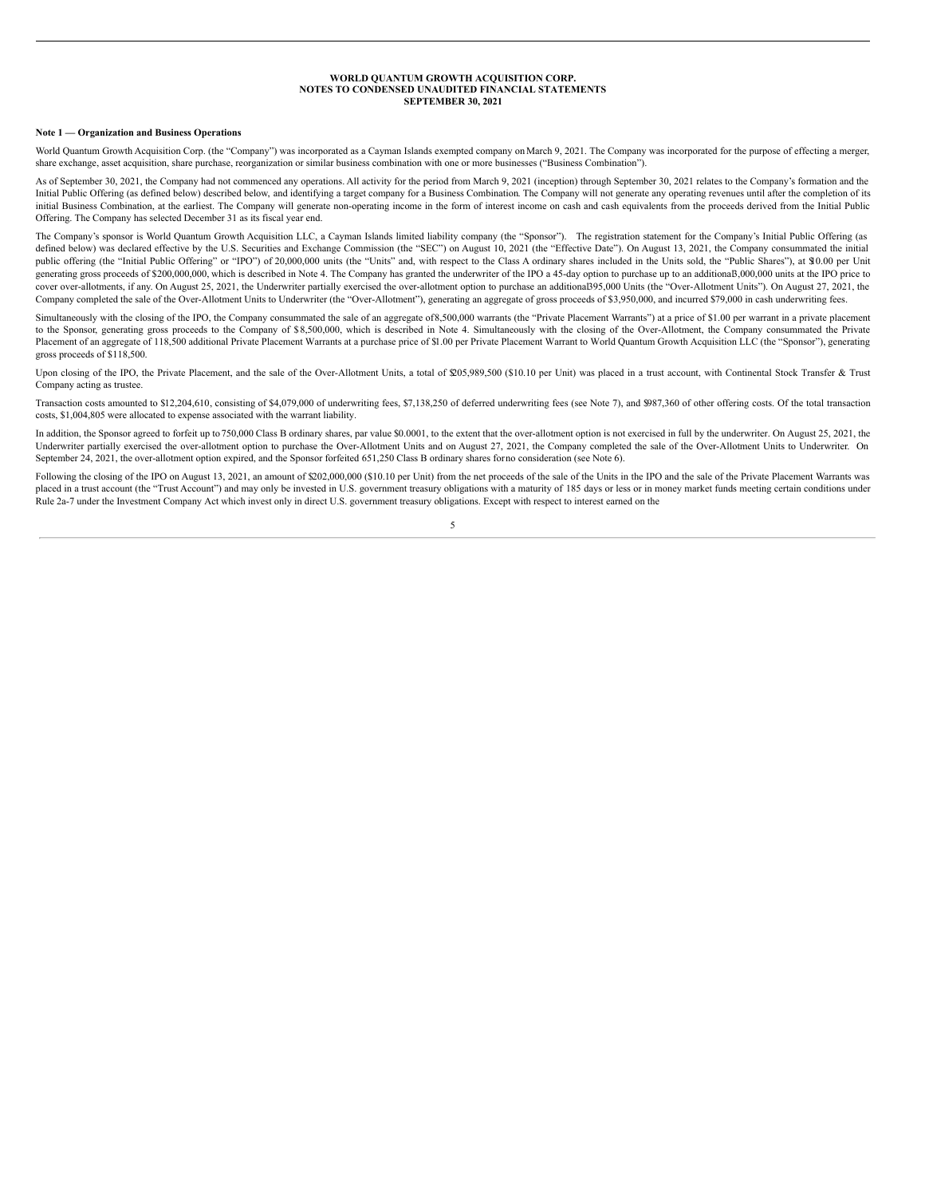**WORLD QUANTUM GROWTH ACQUISITION CORP.**
**NOTES TO CONDENSED UNAUDITED FINANCIAL STATEMENTS**
**SEPTEMBER 30, 2021**

**Note 1 — Organization and Business Operations**

World Quantum Growth Acquisition Corp. (the "Company") was incorporated as a Cayman Islands exempted company on March 9, 2021. The Company was incorporated for the purpose of effecting a merger, share exchange, asset acquisition, share purchase, reorganization or similar business combination with one or more businesses ("Business Combination").

As of September 30, 2021, the Company had not commenced any operations. All activity for the period from March 9, 2021 (inception) through September 30, 2021 relates to the Company's formation and the Initial Public Offering (as defined below) described below, and identifying a target company for a Business Combination. The Company will not generate any operating revenues until after the completion of its initial Business Combination, at the earliest. The Company will generate non-operating income in the form of interest income on cash and cash equivalents from the proceeds derived from the Initial Public Offering. The Company has selected December 31 as its fiscal year end.

The Company's sponsor is World Quantum Growth Acquisition LLC, a Cayman Islands limited liability company (the "Sponsor"). The registration statement for the Company's Initial Public Offering (as defined below) was declared effective by the U.S. Securities and Exchange Commission (the "SEC") on August 10, 2021 (the "Effective Date"). On August 13, 2021, the Company consummated the initial public offering (the "Initial Public Offering" or "IPO") of 20,000,000 units (the "Units" and, with respect to the Class A ordinary shares included in the Units sold, the "Public Shares"), at $10.00 per Unit generating gross proceeds of $200,000,000, which is described in Note 4. The Company has granted the underwriter of the IPO a 45-day option to purchase up to an additional 3,000,000 units at the IPO price to cover over-allotments, if any. On August 25, 2021, the Underwriter partially exercised the over-allotment option to purchase an additional 395,000 Units (the "Over-Allotment Units"). On August 27, 2021, the Company completed the sale of the Over-Allotment Units to Underwriter (the "Over-Allotment"), generating an aggregate of gross proceeds of $3,950,000, and incurred $79,000 in cash underwriting fees.

Simultaneously with the closing of the IPO, the Company consummated the sale of an aggregate of 8,500,000 warrants (the "Private Placement Warrants") at a price of $1.00 per warrant in a private placement to the Sponsor, generating gross proceeds to the Company of $8,500,000, which is described in Note 4. Simultaneously with the closing of the Over-Allotment, the Company consummated the Private Placement of an aggregate of 118,500 additional Private Placement Warrants at a purchase price of $1.00 per Private Placement Warrant to World Quantum Growth Acquisition LLC (the "Sponsor"), generating gross proceeds of $118,500.

Upon closing of the IPO, the Private Placement, and the sale of the Over-Allotment Units, a total of $205,989,500 ($10.10 per Unit) was placed in a trust account, with Continental Stock Transfer & Trust Company acting as trustee.

Transaction costs amounted to $12,204,610, consisting of $4,079,000 of underwriting fees, $7,138,250 of deferred underwriting fees (see Note 7), and $987,360 of other offering costs. Of the total transaction costs, $1,004,805 were allocated to expense associated with the warrant liability.

In addition, the Sponsor agreed to forfeit up to 750,000 Class B ordinary shares, par value $0.0001, to the extent that the over-allotment option is not exercised in full by the underwriter. On August 25, 2021, the Underwriter partially exercised the over-allotment option to purchase the Over-Allotment Units and on August 27, 2021, the Company completed the sale of the Over-Allotment Units to Underwriter. On September 24, 2021, the over-allotment option expired, and the Sponsor forfeited 651,250 Class B ordinary shares for no consideration (see Note 6).

Following the closing of the IPO on August 13, 2021, an amount of $202,000,000 ($10.10 per Unit) from the net proceeds of the sale of the Units in the IPO and the sale of the Private Placement Warrants was placed in a trust account (the "Trust Account") and may only be invested in U.S. government treasury obligations with a maturity of 185 days or less or in money market funds meeting certain conditions under Rule 2a-7 under the Investment Company Act which invest only in direct U.S. government treasury obligations. Except with respect to interest earned on the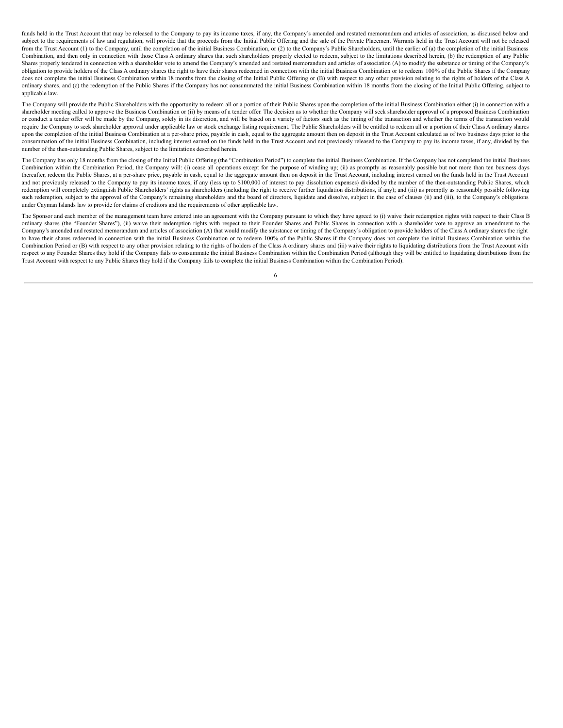funds held in the Trust Account that may be released to the Company to pay its income taxes, if any, the Company's amended and restated memorandum and articles of association, as discussed below and subject to the requirements of law and regulation, will provide that the proceeds from the Initial Public Offering and the sale of the Private Placement Warrants held in the Trust Account will not be released from the Trust Account (1) to the Company, until the completion of the initial Business Combination, or (2) to the Company's Public Shareholders, until the earlier of (a) the completion of the initial Business Combination, and then only in connection with those Class A ordinary shares that such shareholders properly elected to redeem, subject to the limitations described herein, (b) the redemption of any Public Shares properly tendered in connection with a shareholder vote to amend the Company's amended and restated memorandum and articles of association (A) to modify the substance or timing of the Company's obligation to provide holders of the Class A ordinary shares the right to have their shares redeemed in connection with the initial Business Combination or to redeem 100% of the Public Shares if the Company does not complete the initial Business Combination within 18 months from the closing of the Initial Public Offering or (B) with respect to any other provision relating to the rights of holders of the Class A ordinary shares, and (c) the redemption of the Public Shares if the Company has not consummated the initial Business Combination within 18 months from the closing of the Initial Public Offering, subject to applicable law.

The Company will provide the Public Shareholders with the opportunity to redeem all or a portion of their Public Shares upon the completion of the initial Business Combination either (i) in connection with a shareholder meeting called to approve the Business Combination or (ii) by means of a tender offer. The decision as to whether the Company will seek shareholder approval of a proposed Business Combination or conduct a tender offer will be made by the Company, solely in its discretion, and will be based on a variety of factors such as the timing of the transaction and whether the terms of the transaction would require the Company to seek shareholder approval under applicable law or stock exchange listing requirement. The Public Shareholders will be entitled to redeem all or a portion of their Class A ordinary shares upon the completion of the initial Business Combination at a per-share price, payable in cash, equal to the aggregate amount then on deposit in the Trust Account calculated as of two business days prior to the consummation of the initial Business Combination, including interest earned on the funds held in the Trust Account and not previously released to the Company to pay its income taxes, if any, divided by the number of the then-outstanding Public Shares, subject to the limitations described herein.

The Company has only 18 months from the closing of the Initial Public Offering (the "Combination Period") to complete the initial Business Combination. If the Company has not completed the initial Business Combination within the Combination Period, the Company will: (i) cease all operations except for the purpose of winding up; (ii) as promptly as reasonably possible but not more than ten business days thereafter, redeem the Public Shares, at a per-share price, payable in cash, equal to the aggregate amount then on deposit in the Trust Account, including interest earned on the funds held in the Trust Account and not previously released to the Company to pay its income taxes, if any (less up to $100,000 of interest to pay dissolution expenses) divided by the number of the then-outstanding Public Shares, which redemption will completely extinguish Public Shareholders' rights as shareholders (including the right to receive further liquidation distributions, if any); and (iii) as promptly as reasonably possible following such redemption, subject to the approval of the Company's remaining shareholders and the board of directors, liquidate and dissolve, subject in the case of clauses (ii) and (iii), to the Company's obligations under Cayman Islands law to provide for claims of creditors and the requirements of other applicable law.

The Sponsor and each member of the management team have entered into an agreement with the Company pursuant to which they have agreed to (i) waive their redemption rights with respect to their Class B ordinary shares (the "Founder Shares"), (ii) waive their redemption rights with respect to their Founder Shares and Public Shares in connection with a shareholder vote to approve an amendment to the Company's amended and restated memorandum and articles of association (A) that would modify the substance or timing of the Company's obligation to provide holders of the Class A ordinary shares the right to have their shares redeemed in connection with the initial Business Combination or to redeem 100% of the Public Shares if the Company does not complete the initial Business Combination within the Combination Period or (B) with respect to any other provision relating to the rights of holders of the Class A ordinary shares and (iii) waive their rights to liquidating distributions from the Trust Account with respect to any Founder Shares they hold if the Company fails to consummate the initial Business Combination within the Combination Period (although they will be entitled to liquidating distributions from the Trust Account with respect to any Public Shares they hold if the Company fails to complete the initial Business Combination within the Combination Period).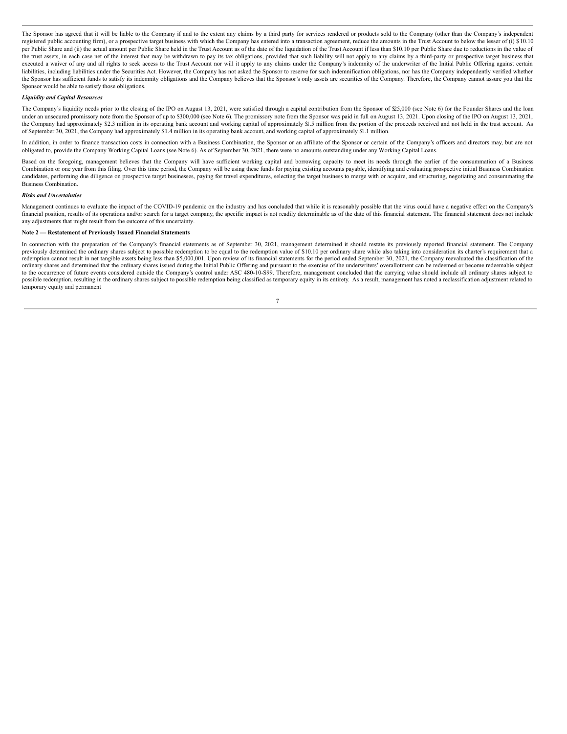The Sponsor has agreed that it will be liable to the Company if and to the extent any claims by a third party for services rendered or products sold to the Company (other than the Company's independent registered public accounting firm), or a prospective target business with which the Company has entered into a transaction agreement, reduce the amounts in the Trust Account to below the lesser of (i) $10.10 per Public Share and (ii) the actual amount per Public Share held in the Trust Account as of the date of the liquidation of the Trust Account if less than $10.10 per Public Share due to reductions in the value of the trust assets, in each case net of the interest that may be withdrawn to pay its tax obligations, provided that such liability will not apply to any claims by a third-party or prospective target business that executed a waiver of any and all rights to seek access to the Trust Account nor will it apply to any claims under the Company's indemnity of the underwriter of the Initial Public Offering against certain liabilities, including liabilities under the Securities Act. However, the Company has not asked the Sponsor to reserve for such indemnification obligations, nor has the Company independently verified whether the Sponsor has sufficient funds to satisfy its indemnity obligations and the Company believes that the Sponsor's only assets are securities of the Company. Therefore, the Company cannot assure you that the Sponsor would be able to satisfy those obligations.

***Liquidity and Capital Resources***

The Company's liquidity needs prior to the closing of the IPO on August 13, 2021, were satisfied through a capital contribution from the Sponsor of $25,000 (see Note 6) for the Founder Shares and the loan under an unsecured promissory note from the Sponsor of up to $300,000 (see Note 6). The promissory note from the Sponsor was paid in full on August 13, 2021. Upon closing of the IPO on August 13, 2021, the Company had approximately $2.3 million in its operating bank account and working capital of approximately $1.5 million from the portion of the proceeds received and not held in the trust account. As of September 30, 2021, the Company had approximately $1.4 million in its operating bank account, and working capital of approximately $1.1 million.

In addition, in order to finance transaction costs in connection with a Business Combination, the Sponsor or an affiliate of the Sponsor or certain of the Company's officers and directors may, but are not obligated to, provide the Company Working Capital Loans (see Note 6). As of September 30, 2021, there were no amounts outstanding under any Working Capital Loans.

Based on the foregoing, management believes that the Company will have sufficient working capital and borrowing capacity to meet its needs through the earlier of the consummation of a Business Combination or one year from this filing. Over this time period, the Company will be using these funds for paying existing accounts payable, identifying and evaluating prospective initial Business Combination candidates, performing due diligence on prospective target businesses, paying for travel expenditures, selecting the target business to merge with or acquire, and structuring, negotiating and consummating the Business Combination.

***Risks and Uncertainties***

Management continues to evaluate the impact of the COVID-19 pandemic on the industry and has concluded that while it is reasonably possible that the virus could have a negative effect on the Company's financial position, results of its operations and/or search for a target company, the specific impact is not readily determinable as of the date of this financial statement. The financial statement does not include any adjustments that might result from the outcome of this uncertainty.

**Note 2 — Restatement of Previously Issued Financial Statements**

In connection with the preparation of the Company's financial statements as of September 30, 2021, management determined it should restate its previously reported financial statement. The Company previously determined the ordinary shares subject to possible redemption to be equal to the redemption value of $10.10 per ordinary share while also taking into consideration its charter's requirement that a redemption cannot result in net tangible assets being less than $5,000,001. Upon review of its financial statements for the period ended September 30, 2021, the Company reevaluated the classification of the ordinary shares and determined that the ordinary shares issued during the Initial Public Offering and pursuant to the exercise of the underwriters' overallotment can be redeemed or become redeemable subject to the occurrence of future events considered outside the Company's control under ASC 480-10-S99. Therefore, management concluded that the carrying value should include all ordinary shares subject to possible redemption, resulting in the ordinary shares subject to possible redemption being classified as temporary equity in its entirety. As a result, management has noted a reclassification adjustment related to temporary equity and permanent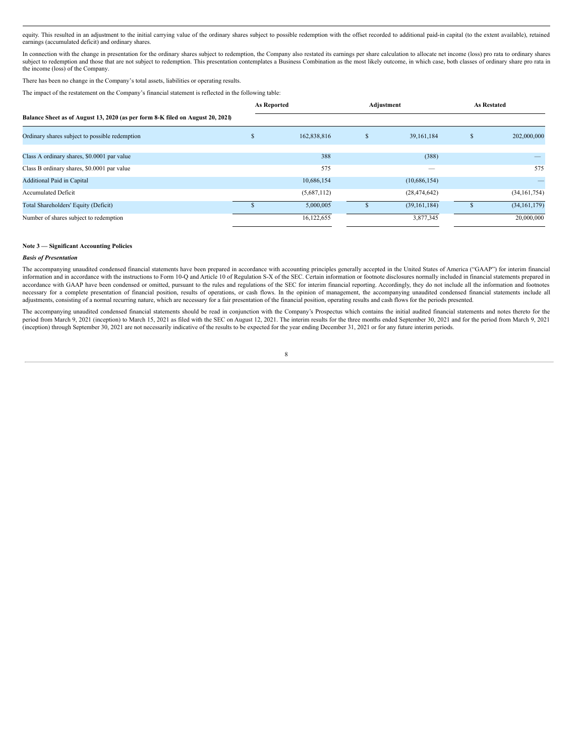equity. This resulted in an adjustment to the initial carrying value of the ordinary shares subject to possible redemption with the offset recorded to additional paid-in capital (to the extent available), retained earnings (accumulated deficit) and ordinary shares.

In connection with the change in presentation for the ordinary shares subject to redemption, the Company also restated its earnings per share calculation to allocate net income (loss) pro rata to ordinary shares subject to redemption and those that are not subject to redemption. This presentation contemplates a Business Combination as the most likely outcome, in which case, both classes of ordinary share pro rata in the income (loss) of the Company.

There has been no change in the Company's total assets, liabilities or operating results.

The impact of the restatement on the Company's financial statement is reflected in the following table:

| | As Reported | Adjustment | As Restated |
|---|---|---|---|
| **Balance Sheet as of August 13, 2020 (as per form 8-K filed on August 20, 2021)** | | | |
| Ordinary shares subject to possible redemption | $ 162,838,816 | $ 39,161,184 | $ 202,000,000 |
| Class A ordinary shares, $0.0001 par value | 388 | (388) | — |
| Class B ordinary shares, $0.0001 par value | 575 | — | 575 |
| Additional Paid in Capital | 10,686,154 | (10,686,154) | — |
| Accumulated Deficit | (5,687,112) | (28,474,642) | (34,161,754) |
| Total Shareholders' Equity (Deficit) | $ 5,000,005 | $ (39,161,184) | $ (34,161,179) |
| Number of shares subject to redemption | 16,122,655 | 3,877,345 | 20,000,000 |

**Note 3 — Significant Accounting Policies**

***Basis of Presentation***

The accompanying unaudited condensed financial statements have been prepared in accordance with accounting principles generally accepted in the United States of America ("GAAP") for interim financial information and in accordance with the instructions to Form 10-Q and Article 10 of Regulation S-X of the SEC. Certain information or footnote disclosures normally included in financial statements prepared in accordance with GAAP have been condensed or omitted, pursuant to the rules and regulations of the SEC for interim financial reporting. Accordingly, they do not include all the information and footnotes necessary for a complete presentation of financial position, results of operations, or cash flows. In the opinion of management, the accompanying unaudited condensed financial statements include all adjustments, consisting of a normal recurring nature, which are necessary for a fair presentation of the financial position, operating results and cash flows for the periods presented.

The accompanying unaudited condensed financial statements should be read in conjunction with the Company's Prospectus which contains the initial audited financial statements and notes thereto for the period from March 9, 2021 (inception) to March 15, 2021 as filed with the SEC on August 12, 2021. The interim results for the three months ended September 30, 2021 and for the period from March 9, 2021 (inception) through September 30, 2021 are not necessarily indicative of the results to be expected for the year ending December 31, 2021 or for any future interim periods.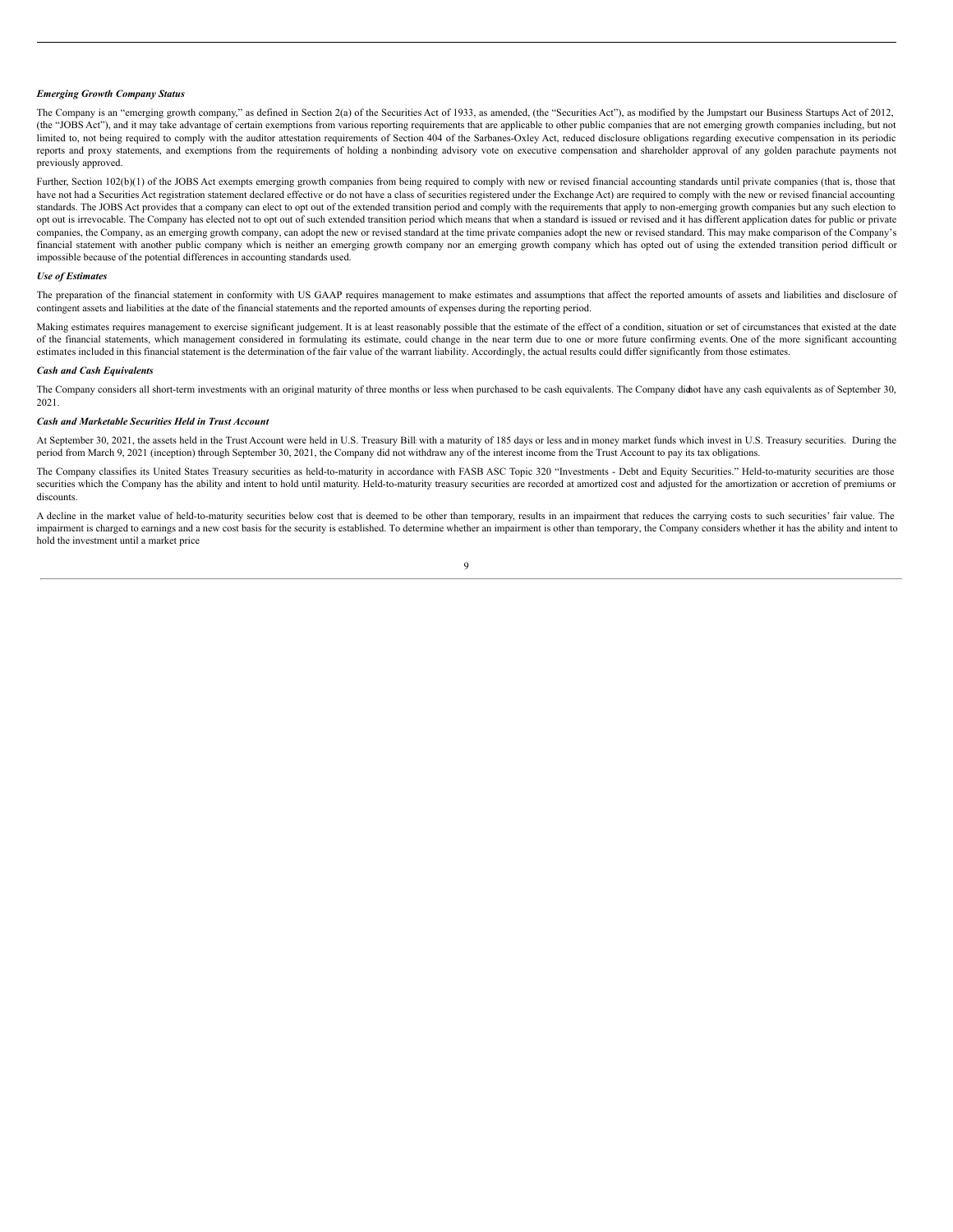#### *Emerging Growth Company Status*

The Company is an "emerging growth company," as defined in Section 2(a) of the Securities Act of 1933, as amended, (the "Securities Act"), as modified by the Jumpstart our Business Startups Act of 2012, (the "JOBS Act"), and it may take advantage of certain exemptions from various reporting requirements that are applicable to other public companies that are not emerging growth companies including, but not limited to, not being required to comply with the auditor attestation requirements of Section 404 of the Sarbanes-Oxley Act, reduced disclosure obligations regarding executive compensation in its periodic reports and proxy statements, and exemptions from the requirements of holding a nonbinding advisory vote on executive compensation and shareholder approval of any golden parachute payments not previously approved.

Further, Section 102(b)(1) of the JOBS Act exempts emerging growth companies from being required to comply with new or revised financial accounting standards until private companies (that is, those that have not had a Securities Act registration statement declared effective or do not have a class of securities registered under the Exchange Act) are required to comply with the new or revised financial accounting standards. The JOBS Act provides that a company can elect to opt out of the extended transition period and comply with the requirements that apply to non-emerging growth companies but any such election to opt out is irrevocable. The Company has elected not to opt out of such extended transition period which means that when a standard is issued or revised and it has different application dates for public or private companies, the Company, as an emerging growth company, can adopt the new or revised standard at the time private companies adopt the new or revised standard. This may make comparison of the Company's financial statement with another public company which is neither an emerging growth company nor an emerging growth company which has opted out of using the extended transition period difficult or impossible because of the potential differences in accounting standards used.

#### *Use of Estimates*

The preparation of the financial statement in conformity with US GAAP requires management to make estimates and assumptions that affect the reported amounts of assets and liabilities and disclosure of contingent assets and liabilities at the date of the financial statements and the reported amounts of expenses during the reporting period.

Making estimates requires management to exercise significant judgement. It is at least reasonably possible that the estimate of the effect of a condition, situation or set of circumstances that existed at the date of the financial statements, which management considered in formulating its estimate, could change in the near term due to one or more future confirming events. One of the more significant accounting estimates included in this financial statement is the determination of the fair value of the warrant liability. Accordingly, the actual results could differ significantly from those estimates.

#### *Cash and Cash Equivalents*

The Company considers all short-term investments with an original maturity of three months or less when purchased to be cash equivalents. The Company did not have any cash equivalents as of September 30, 2021.

#### *Cash and Marketable Securities Held in Trust Account*

At September 30, 2021, the assets held in the Trust Account were held in U.S. Treasury Bill with a maturity of 185 days or less and in money market funds which invest in U.S. Treasury securities. During the period from March 9, 2021 (inception) through September 30, 2021, the Company did not withdraw any of the interest income from the Trust Account to pay its tax obligations.

The Company classifies its United States Treasury securities as held-to-maturity in accordance with FASB ASC Topic 320 "Investments - Debt and Equity Securities." Held-to-maturity securities are those securities which the Company has the ability and intent to hold until maturity. Held-to-maturity treasury securities are recorded at amortized cost and adjusted for the amortization or accretion of premiums or discounts.

A decline in the market value of held-to-maturity securities below cost that is deemed to be other than temporary, results in an impairment that reduces the carrying costs to such securities' fair value. The impairment is charged to earnings and a new cost basis for the security is established. To determine whether an impairment is other than temporary, the Company considers whether it has the ability and intent to hold the investment until a market price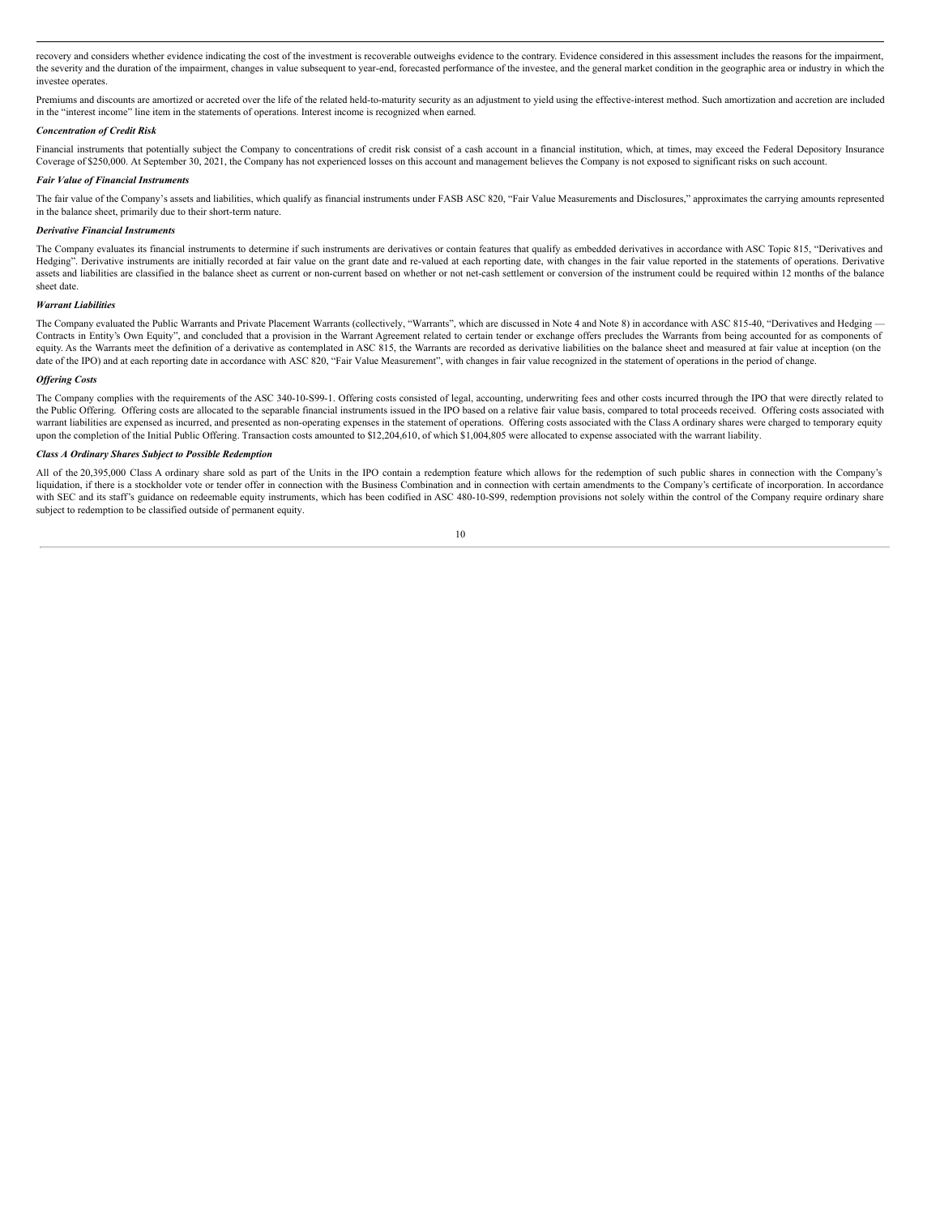recovery and considers whether evidence indicating the cost of the investment is recoverable outweighs evidence to the contrary. Evidence considered in this assessment includes the reasons for the impairment, the severity and the duration of the impairment, changes in value subsequent to year-end, forecasted performance of the investee, and the general market condition in the geographic area or industry in which the investee operates.

Premiums and discounts are amortized or accreted over the life of the related held-to-maturity security as an adjustment to yield using the effective-interest method. Such amortization and accretion are included in the "interest income" line item in the statements of operations. Interest income is recognized when earned.

***Concentration of Credit Risk***

Financial instruments that potentially subject the Company to concentrations of credit risk consist of a cash account in a financial institution, which, at times, may exceed the Federal Depository Insurance Coverage of $250,000. At September 30, 2021, the Company has not experienced losses on this account and management believes the Company is not exposed to significant risks on such account.

***Fair Value of Financial Instruments***

The fair value of the Company's assets and liabilities, which qualify as financial instruments under FASB ASC 820, "Fair Value Measurements and Disclosures," approximates the carrying amounts represented in the balance sheet, primarily due to their short-term nature.

***Derivative Financial Instruments***

The Company evaluates its financial instruments to determine if such instruments are derivatives or contain features that qualify as embedded derivatives in accordance with ASC Topic 815, "Derivatives and Hedging". Derivative instruments are initially recorded at fair value on the grant date and re-valued at each reporting date, with changes in the fair value reported in the statements of operations. Derivative assets and liabilities are classified in the balance sheet as current or non-current based on whether or not net-cash settlement or conversion of the instrument could be required within 12 months of the balance sheet date.

***Warrant Liabilities***

The Company evaluated the Public Warrants and Private Placement Warrants (collectively, "Warrants", which are discussed in Note 4 and Note 8) in accordance with ASC 815-40, "Derivatives and Hedging — Contracts in Entity's Own Equity", and concluded that a provision in the Warrant Agreement related to certain tender or exchange offers precludes the Warrants from being accounted for as components of equity. As the Warrants meet the definition of a derivative as contemplated in ASC 815, the Warrants are recorded as derivative liabilities on the balance sheet and measured at fair value at inception (on the date of the IPO) and at each reporting date in accordance with ASC 820, "Fair Value Measurement", with changes in fair value recognized in the statement of operations in the period of change.

***Offering Costs***

The Company complies with the requirements of the ASC 340-10-S99-1. Offering costs consisted of legal, accounting, underwriting fees and other costs incurred through the IPO that were directly related to the Public Offering. Offering costs are allocated to the separable financial instruments issued in the IPO based on a relative fair value basis, compared to total proceeds received. Offering costs associated with warrant liabilities are expensed as incurred, and presented as non-operating expenses in the statement of operations. Offering costs associated with the Class A ordinary shares were charged to temporary equity upon the completion of the Initial Public Offering. Transaction costs amounted to $12,204,610, of which $1,004,805 were allocated to expense associated with the warrant liability.

***Class A Ordinary Shares Subject to Possible Redemption***

All of the 20,395,000 Class A ordinary share sold as part of the Units in the IPO contain a redemption feature which allows for the redemption of such public shares in connection with the Company's liquidation, if there is a stockholder vote or tender offer in connection with the Business Combination and in connection with certain amendments to the Company's certificate of incorporation. In accordance with SEC and its staff's guidance on redeemable equity instruments, which has been codified in ASC 480-10-S99, redemption provisions not solely within the control of the Company require ordinary share subject to redemption to be classified outside of permanent equity.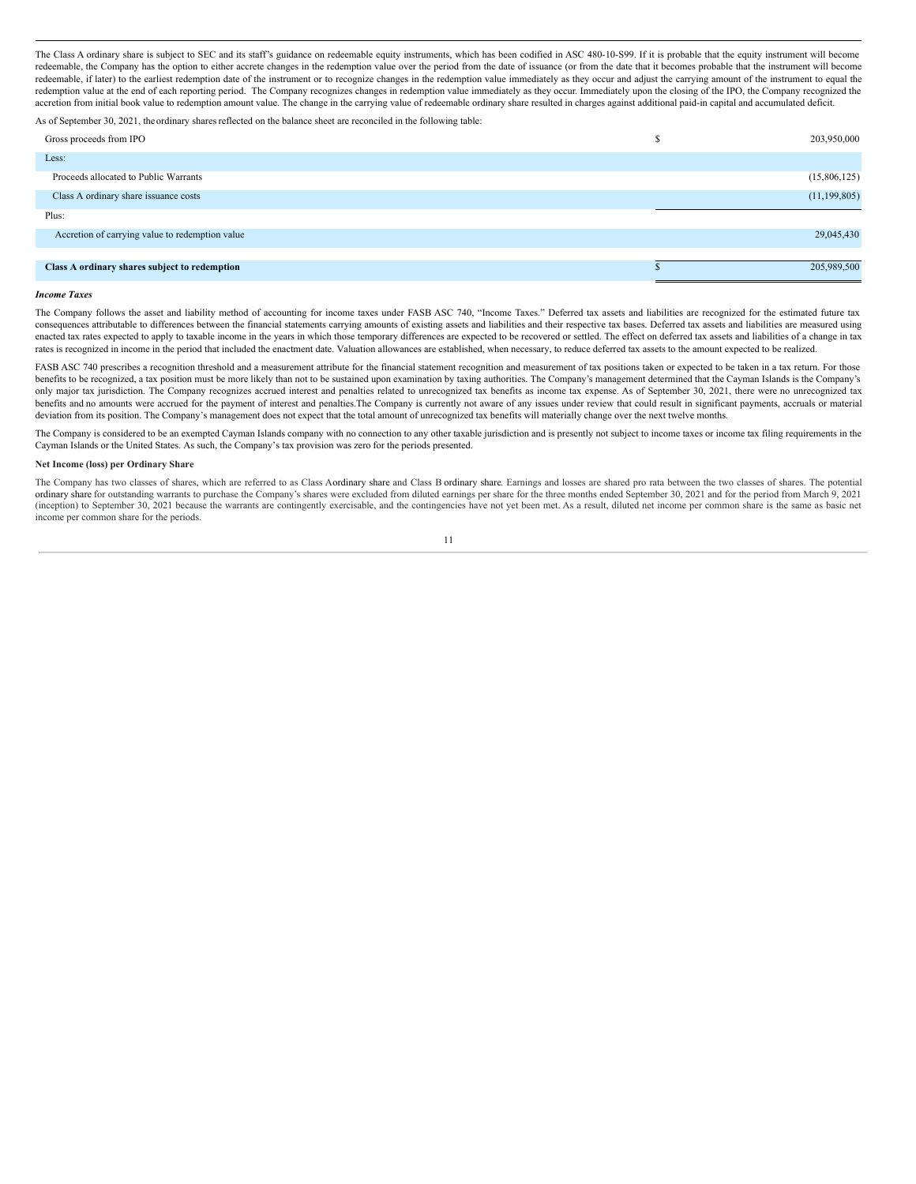The Class A ordinary share is subject to SEC and its staff's guidance on redeemable equity instruments, which has been codified in ASC 480-10-S99. If it is probable that the equity instrument will become redeemable, the Company has the option to either accrete changes in the redemption value over the period from the date of issuance (or from the date that it becomes probable that the instrument will become redeemable, if later) to the earliest redemption date of the instrument or to recognize changes in the redemption value immediately as they occur and adjust the carrying amount of the instrument to equal the redemption value at the end of each reporting period. The Company recognizes changes in redemption value immediately as they occur. Immediately upon the closing of the IPO, the Company recognized the accretion from initial book value to redemption amount value. The change in the carrying value of redeemable ordinary share resulted in charges against additional paid-in capital and accumulated deficit.

As of September 30, 2021, the ordinary shares reflected on the balance sheet are reconciled in the following table:

| | | |
|---|---|---|
| Gross proceeds from IPO | $ | 203,950,000 |
| Less: | | |
| Proceeds allocated to Public Warrants | | (15,806,125) |
| Class A ordinary share issuance costs | | (11,199,805) |
| Plus: | | |
| Accretion of carrying value to redemption value | | 29,045,430 |
| **Class A ordinary shares subject to redemption** | $ | 205,989,500 |

***Income Taxes***

The Company follows the asset and liability method of accounting for income taxes under FASB ASC 740, "Income Taxes." Deferred tax assets and liabilities are recognized for the estimated future tax consequences attributable to differences between the financial statements carrying amounts of existing assets and liabilities and their respective tax bases. Deferred tax assets and liabilities are measured using enacted tax rates expected to apply to taxable income in the years in which those temporary differences are expected to be recovered or settled. The effect on deferred tax assets and liabilities of a change in tax rates is recognized in income in the period that included the enactment date. Valuation allowances are established, when necessary, to reduce deferred tax assets to the amount expected to be realized.

FASB ASC 740 prescribes a recognition threshold and a measurement attribute for the financial statement recognition and measurement of tax positions taken or expected to be taken in a tax return. For those benefits to be recognized, a tax position must be more likely than not to be sustained upon examination by taxing authorities. The Company's management determined that the Cayman Islands is the Company's only major tax jurisdiction. The Company recognizes accrued interest and penalties related to unrecognized tax benefits as income tax expense. As of September 30, 2021, there were no unrecognized tax benefits and no amounts were accrued for the payment of interest and penalties.The Company is currently not aware of any issues under review that could result in significant payments, accruals or material deviation from its position. The Company's management does not expect that the total amount of unrecognized tax benefits will materially change over the next twelve months.

The Company is considered to be an exempted Cayman Islands company with no connection to any other taxable jurisdiction and is presently not subject to income taxes or income tax filing requirements in the Cayman Islands or the United States. As such, the Company's tax provision was zero for the periods presented.

**Net Income (loss) per Ordinary Share**

The Company has two classes of shares, which are referred to as Class Aordinary share and Class B ordinary share. Earnings and losses are shared pro rata between the two classes of shares. The potential ordinary share for outstanding warrants to purchase the Company's shares were excluded from diluted earnings per share for the three months ended September 30, 2021 and for the period from March 9, 2021 (inception) to September 30, 2021 because the warrants are contingently exercisable, and the contingencies have not yet been met. As a result, diluted net income per common share is the same as basic net income per common share for the periods.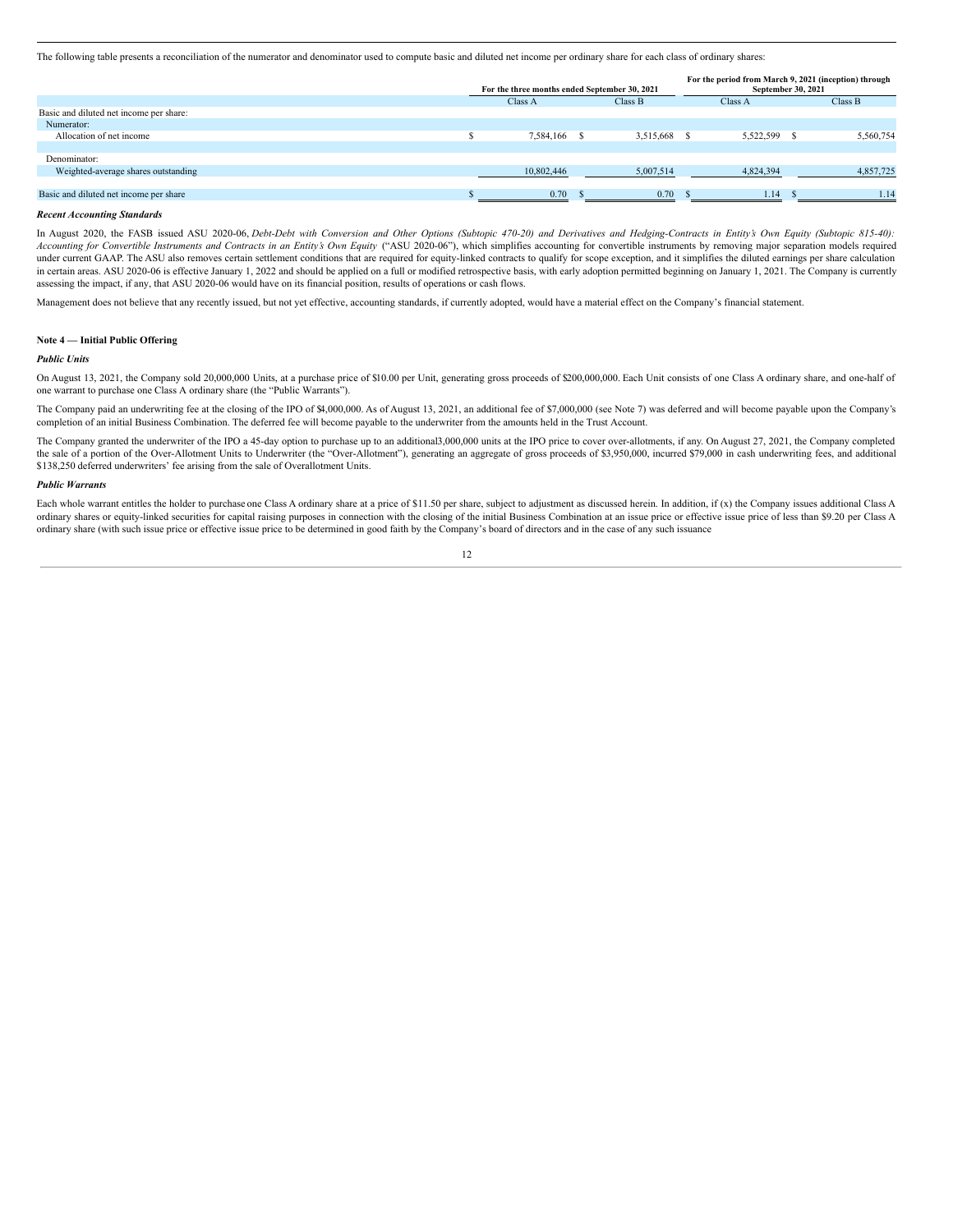The following table presents a reconciliation of the numerator and denominator used to compute basic and diluted net income per ordinary share for each class of ordinary shares:

| | For the three months ended September 30, 2021 | | For the period from March 9, 2021 (inception) through September 30, 2021 | |
|---|---|---|---|---|
| | Class A | Class B | Class A | Class B |
| Basic and diluted net income per share: | | | | |
| Numerator: | | | | |
| Allocation of net income | $ 7,584,166 | $ 3,515,668 | $ 5,522,599 | $ 5,560,754 |
| | | | | |
| Denominator: | | | | |
| Weighted-average shares outstanding | 10,802,446 | 5,007,514 | 4,824,394 | 4,857,725 |
| | | | | |
| Basic and diluted net income per share | $ 0.70 | $ 0.70 | $ 1.14 | $ 1.14 |

***Recent Accounting Standards***

In August 2020, the FASB issued ASU 2020-06, *Debt-Debt with Conversion and Other Options (Subtopic 470-20) and Derivatives and Hedging-Contracts in Entity's Own Equity (Subtopic 815-40): Accounting for Convertible Instruments and Contracts in an Entity's Own Equity* ("ASU 2020-06"), which simplifies accounting for convertible instruments by removing major separation models required under current GAAP. The ASU also removes certain settlement conditions that are required for equity-linked contracts to qualify for scope exception, and it simplifies the diluted earnings per share calculation in certain areas. ASU 2020-06 is effective January 1, 2022 and should be applied on a full or modified retrospective basis, with early adoption permitted beginning on January 1, 2021. The Company is currently assessing the impact, if any, that ASU 2020-06 would have on its financial position, results of operations or cash flows.

Management does not believe that any recently issued, but not yet effective, accounting standards, if currently adopted, would have a material effect on the Company's financial statement.

**Note 4 — Initial Public Offering**

***Public Units***

On August 13, 2021, the Company sold 20,000,000 Units, at a purchase price of $10.00 per Unit, generating gross proceeds of $200,000,000. Each Unit consists of one Class A ordinary share, and one-half of one warrant to purchase one Class A ordinary share (the "Public Warrants").

The Company paid an underwriting fee at the closing of the IPO of $4,000,000. As of August 13, 2021, an additional fee of $7,000,000 (see Note 7) was deferred and will become payable upon the Company's completion of an initial Business Combination. The deferred fee will become payable to the underwriter from the amounts held in the Trust Account.

The Company granted the underwriter of the IPO a 45-day option to purchase up to an additional3,000,000 units at the IPO price to cover over-allotments, if any. On August 27, 2021, the Company completed the sale of a portion of the Over-Allotment Units to Underwriter (the "Over-Allotment"), generating an aggregate of gross proceeds of $3,950,000, incurred $79,000 in cash underwriting fees, and additional $138,250 deferred underwriters' fee arising from the sale of Overallotment Units.

***Public Warrants***

Each whole warrant entitles the holder to purchase one Class A ordinary share at a price of $11.50 per share, subject to adjustment as discussed herein. In addition, if (x) the Company issues additional Class A ordinary shares or equity-linked securities for capital raising purposes in connection with the closing of the initial Business Combination at an issue price or effective issue price of less than $9.20 per Class A ordinary share (with such issue price or effective issue price to be determined in good faith by the Company's board of directors and in the case of any such issuance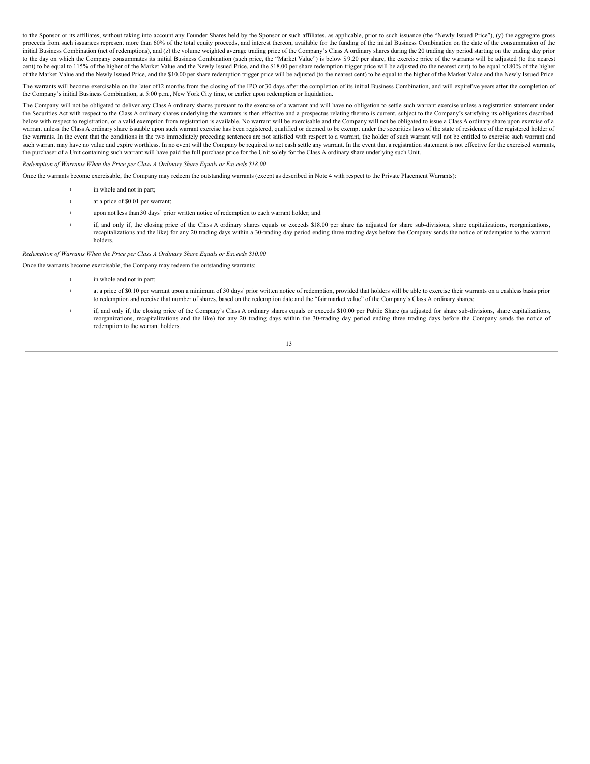to the Sponsor or its affiliates, without taking into account any Founder Shares held by the Sponsor or such affiliates, as applicable, prior to such issuance (the "Newly Issued Price"), (y) the aggregate gross proceeds from such issuances represent more than 60% of the total equity proceeds, and interest thereon, available for the funding of the initial Business Combination on the date of the consummation of the initial Business Combination (net of redemptions), and (z) the volume weighted average trading price of the Company's Class A ordinary shares during the 20 trading day period starting on the trading day prior to the day on which the Company consummates its initial Business Combination (such price, the "Market Value") is below $9.20 per share, the exercise price of the warrants will be adjusted (to the nearest cent) to be equal to 115% of the higher of the Market Value and the Newly Issued Price, and the $18.00 per share redemption trigger price will be adjusted (to the nearest cent) to be equal to 180% of the higher of the Market Value and the Newly Issued Price, and the $10.00 per share redemption trigger price will be adjusted (to the nearest cent) to be equal to the higher of the Market Value and the Newly Issued Price.

The warrants will become exercisable on the later of 12 months from the closing of the IPO or 30 days after the completion of its initial Business Combination, and will expire five years after the completion of the Company's initial Business Combination, at 5:00 p.m., New York City time, or earlier upon redemption or liquidation.

The Company will not be obligated to deliver any Class A ordinary shares pursuant to the exercise of a warrant and will have no obligation to settle such warrant exercise unless a registration statement under the Securities Act with respect to the Class A ordinary shares underlying the warrants is then effective and a prospectus relating thereto is current, subject to the Company's satisfying its obligations described below with respect to registration, or a valid exemption from registration is available. No warrant will be exercisable and the Company will not be obligated to issue a Class A ordinary share upon exercise of a warrant unless the Class A ordinary share issuable upon such warrant exercise has been registered, qualified or deemed to be exempt under the securities laws of the state of residence of the registered holder of the warrants. In the event that the conditions in the two immediately preceding sentences are not satisfied with respect to a warrant, the holder of such warrant will not be entitled to exercise such warrant and such warrant may have no value and expire worthless. In no event will the Company be required to net cash settle any warrant. In the event that a registration statement is not effective for the exercised warrants, the purchaser of a Unit containing such warrant will have paid the full purchase price for the Unit solely for the Class A ordinary share underlying such Unit.

*Redemption of Warrants When the Price per Class A Ordinary Share Equals or Exceeds $18.00*

Once the warrants become exercisable, the Company may redeem the outstanding warrants (except as described in Note 4 with respect to the Private Placement Warrants):

- in whole and not in part;
- at a price of $0.01 per warrant;
- upon not less than 30 days' prior written notice of redemption to each warrant holder; and
- if, and only if, the closing price of the Class A ordinary shares equals or exceeds $18.00 per share (as adjusted for share sub-divisions, share capitalizations, reorganizations, recapitalizations and the like) for any 20 trading days within a 30-trading day period ending three trading days before the Company sends the notice of redemption to the warrant holders.

*Redemption of Warrants When the Price per Class A Ordinary Share Equals or Exceeds $10.00*

Once the warrants become exercisable, the Company may redeem the outstanding warrants:

- in whole and not in part;
- at a price of $0.10 per warrant upon a minimum of 30 days' prior written notice of redemption, provided that holders will be able to exercise their warrants on a cashless basis prior to redemption and receive that number of shares, based on the redemption date and the "fair market value" of the Company's Class A ordinary shares;
- if, and only if, the closing price of the Company's Class A ordinary shares equals or exceeds $10.00 per Public Share (as adjusted for share sub-divisions, share capitalizations, reorganizations, recapitalizations and the like) for any 20 trading days within the 30-trading day period ending three trading days before the Company sends the notice of redemption to the warrant holders.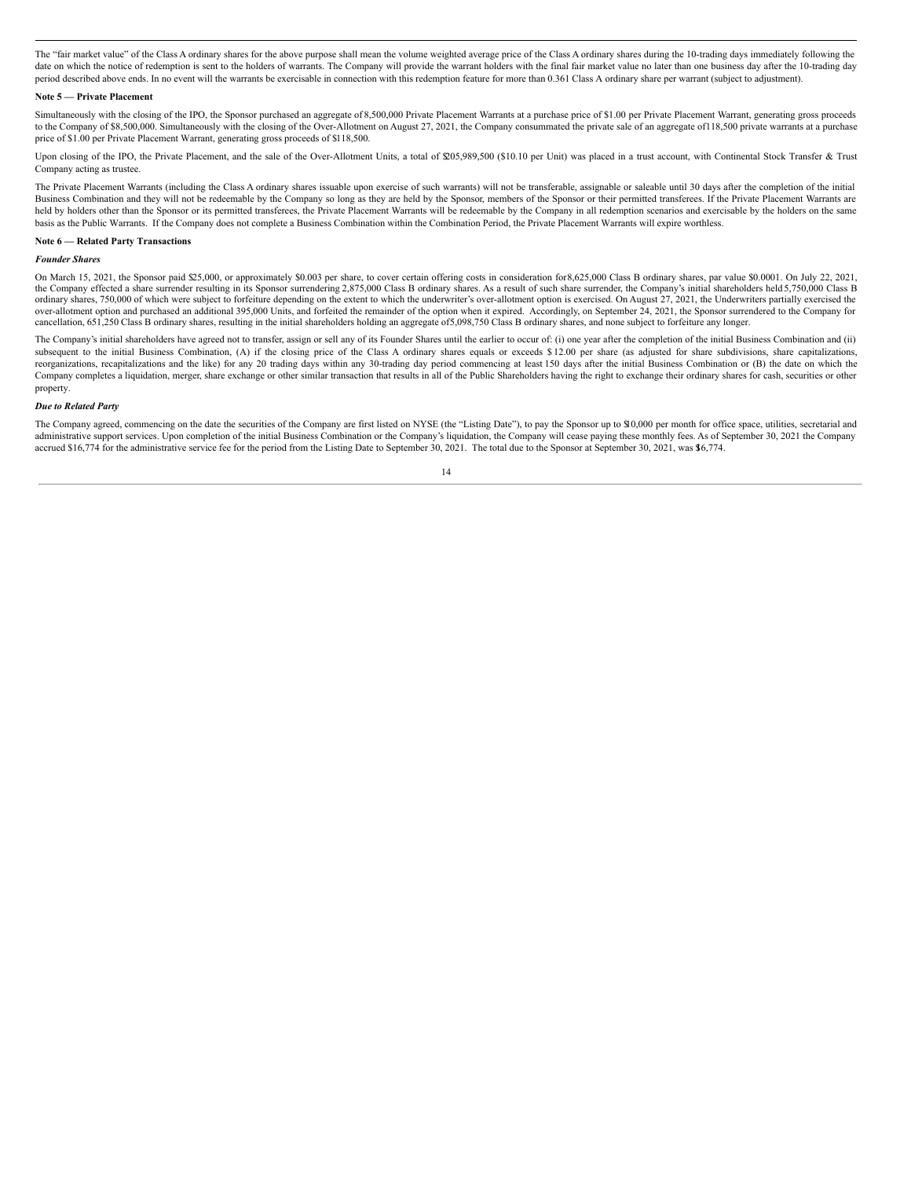The "fair market value" of the Class A ordinary shares for the above purpose shall mean the volume weighted average price of the Class A ordinary shares during the 10-trading days immediately following the date on which the notice of redemption is sent to the holders of warrants. The Company will provide the warrant holders with the final fair market value no later than one business day after the 10-trading day period described above ends. In no event will the warrants be exercisable in connection with this redemption feature for more than 0.361 Class A ordinary share per warrant (subject to adjustment).

**Note 5 — Private Placement**

Simultaneously with the closing of the IPO, the Sponsor purchased an aggregate of 8,500,000 Private Placement Warrants at a purchase price of $1.00 per Private Placement Warrant, generating gross proceeds to the Company of $8,500,000. Simultaneously with the closing of the Over-Allotment on August 27, 2021, the Company consummated the private sale of an aggregate of 118,500 private warrants at a purchase price of $1.00 per Private Placement Warrant, generating gross proceeds of $118,500.

Upon closing of the IPO, the Private Placement, and the sale of the Over-Allotment Units, a total of $205,989,500 ($10.10 per Unit) was placed in a trust account, with Continental Stock Transfer & Trust Company acting as trustee.

The Private Placement Warrants (including the Class A ordinary shares issuable upon exercise of such warrants) will not be transferable, assignable or saleable until 30 days after the completion of the initial Business Combination and they will not be redeemable by the Company so long as they are held by the Sponsor, members of the Sponsor or their permitted transferees. If the Private Placement Warrants are held by holders other than the Sponsor or its permitted transferees, the Private Placement Warrants will be redeemable by the Company in all redemption scenarios and exercisable by the holders on the same basis as the Public Warrants. If the Company does not complete a Business Combination within the Combination Period, the Private Placement Warrants will expire worthless.

**Note 6 — Related Party Transactions**

***Founder Shares***

On March 15, 2021, the Sponsor paid $25,000, or approximately $0.003 per share, to cover certain offering costs in consideration for 8,625,000 Class B ordinary shares, par value $0.0001. On July 22, 2021, the Company effected a share surrender resulting in its Sponsor surrendering 2,875,000 Class B ordinary shares. As a result of such share surrender, the Company's initial shareholders held 5,750,000 Class B ordinary shares, 750,000 of which were subject to forfeiture depending on the extent to which the underwriter's over-allotment option is exercised. On August 27, 2021, the Underwriters partially exercised the over-allotment option and purchased an additional 395,000 Units, and forfeited the remainder of the option when it expired. Accordingly, on September 24, 2021, the Sponsor surrendered to the Company for cancellation, 651,250 Class B ordinary shares, resulting in the initial shareholders holding an aggregate of 5,098,750 Class B ordinary shares, and none subject to forfeiture any longer.

The Company's initial shareholders have agreed not to transfer, assign or sell any of its Founder Shares until the earlier to occur of: (i) one year after the completion of the initial Business Combination and (ii) subsequent to the initial Business Combination, (A) if the closing price of the Class A ordinary shares equals or exceeds $12.00 per share (as adjusted for share subdivisions, share capitalizations, reorganizations, recapitalizations and the like) for any 20 trading days within any 30-trading day period commencing at least 150 days after the initial Business Combination or (B) the date on which the Company completes a liquidation, merger, share exchange or other similar transaction that results in all of the Public Shareholders having the right to exchange their ordinary shares for cash, securities or other property.

***Due to Related Party***

The Company agreed, commencing on the date the securities of the Company are first listed on NYSE (the "Listing Date"), to pay the Sponsor up to $10,000 per month for office space, utilities, secretarial and administrative support services. Upon completion of the initial Business Combination or the Company's liquidation, the Company will cease paying these monthly fees. As of September 30, 2021 the Company accrued $16,774 for the administrative service fee for the period from the Listing Date to September 30, 2021. The total due to the Sponsor at September 30, 2021, was $16,774.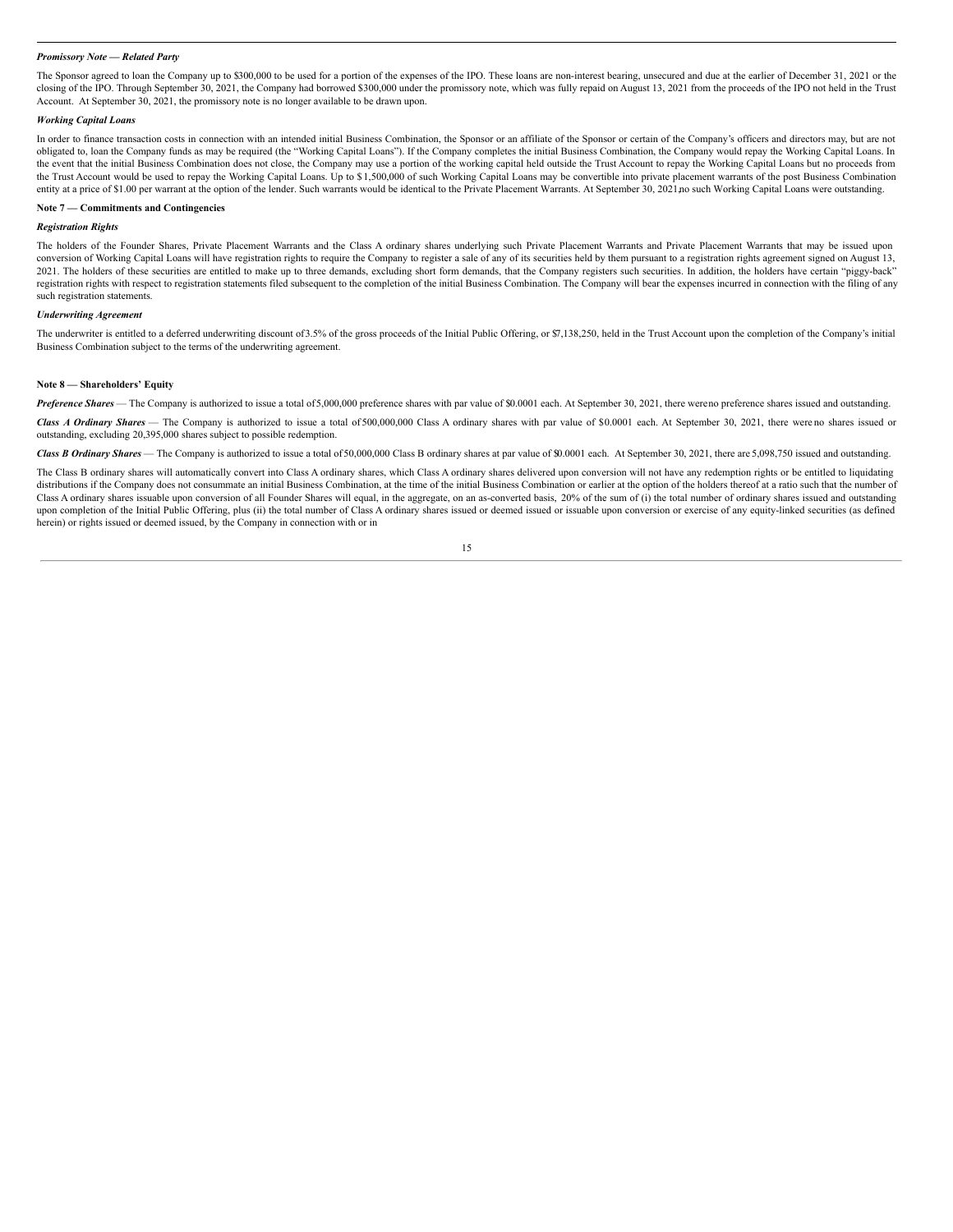*Promissory Note — Related Party*

The Sponsor agreed to loan the Company up to $300,000 to be used for a portion of the expenses of the IPO. These loans are non-interest bearing, unsecured and due at the earlier of December 31, 2021 or the closing of the IPO. Through September 30, 2021, the Company had borrowed $300,000 under the promissory note, which was fully repaid on August 13, 2021 from the proceeds of the IPO not held in the Trust Account. At September 30, 2021, the promissory note is no longer available to be drawn upon.

*Working Capital Loans*

In order to finance transaction costs in connection with an intended initial Business Combination, the Sponsor or an affiliate of the Sponsor or certain of the Company's officers and directors may, but are not obligated to, loan the Company funds as may be required (the "Working Capital Loans"). If the Company completes the initial Business Combination, the Company would repay the Working Capital Loans. In the event that the initial Business Combination does not close, the Company may use a portion of the working capital held outside the Trust Account to repay the Working Capital Loans but no proceeds from the Trust Account would be used to repay the Working Capital Loans. Up to $1,500,000 of such Working Capital Loans may be convertible into private placement warrants of the post Business Combination entity at a price of $1.00 per warrant at the option of the lender. Such warrants would be identical to the Private Placement Warrants. At September 30, 2021, no such Working Capital Loans were outstanding.

**Note 7 — Commitments and Contingencies**

*Registration Rights*

The holders of the Founder Shares, Private Placement Warrants and the Class A ordinary shares underlying such Private Placement Warrants and Private Placement Warrants that may be issued upon conversion of Working Capital Loans will have registration rights to require the Company to register a sale of any of its securities held by them pursuant to a registration rights agreement signed on August 13, 2021. The holders of these securities are entitled to make up to three demands, excluding short form demands, that the Company registers such securities. In addition, the holders have certain "piggy-back" registration rights with respect to registration statements filed subsequent to the completion of the initial Business Combination. The Company will bear the expenses incurred in connection with the filing of any such registration statements.

*Underwriting Agreement*

The underwriter is entitled to a deferred underwriting discount of 3.5% of the gross proceeds of the Initial Public Offering, or $7,138,250, held in the Trust Account upon the completion of the Company's initial Business Combination subject to the terms of the underwriting agreement.

**Note 8 — Shareholders' Equity**

***Preference Shares*** — The Company is authorized to issue a total of 5,000,000 preference shares with par value of $0.0001 each. At September 30, 2021, there were no preference shares issued and outstanding.

***Class A Ordinary Shares*** — The Company is authorized to issue a total of 500,000,000 Class A ordinary shares with par value of $0.0001 each. At September 30, 2021, there were no shares issued or outstanding, excluding 20,395,000 shares subject to possible redemption.

***Class B Ordinary Shares*** — The Company is authorized to issue a total of 50,000,000 Class B ordinary shares at par value of $0.0001 each. At September 30, 2021, there are 5,098,750 issued and outstanding.

The Class B ordinary shares will automatically convert into Class A ordinary shares, which Class A ordinary shares delivered upon conversion will not have any redemption rights or be entitled to liquidating distributions if the Company does not consummate an initial Business Combination, at the time of the initial Business Combination or earlier at the option of the holders thereof at a ratio such that the number of Class A ordinary shares issuable upon conversion of all Founder Shares will equal, in the aggregate, on an as-converted basis, 20% of the sum of (i) the total number of ordinary shares issued and outstanding upon completion of the Initial Public Offering, plus (ii) the total number of Class A ordinary shares issued or deemed issued or issuable upon conversion or exercise of any equity-linked securities (as defined herein) or rights issued or deemed issued, by the Company in connection with or in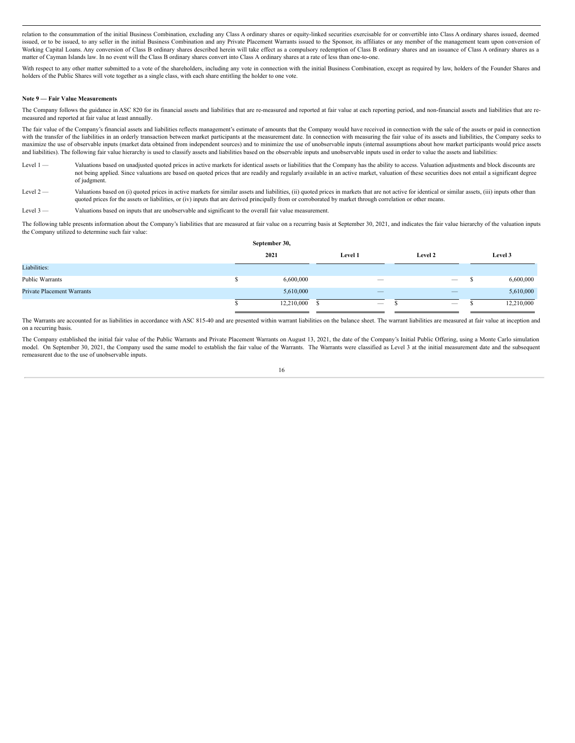relation to the consummation of the initial Business Combination, excluding any Class A ordinary shares or equity-linked securities exercisable for or convertible into Class A ordinary shares issued, deemed issued, or to be issued, to any seller in the initial Business Combination and any Private Placement Warrants issued to the Sponsor, its affiliates or any member of the management team upon conversion of Working Capital Loans. Any conversion of Class B ordinary shares described herein will take effect as a compulsory redemption of Class B ordinary shares and an issuance of Class A ordinary shares as a matter of Cayman Islands law. In no event will the Class B ordinary shares convert into Class A ordinary shares at a rate of less than one-to-one.

With respect to any other matter submitted to a vote of the shareholders, including any vote in connection with the initial Business Combination, except as required by law, holders of the Founder Shares and holders of the Public Shares will vote together as a single class, with each share entitling the holder to one vote.

**Note 9 — Fair Value Measurements**

The Company follows the guidance in ASC 820 for its financial assets and liabilities that are re-measured and reported at fair value at each reporting period, and non-financial assets and liabilities that are re-measured and reported at fair value at least annually.

The fair value of the Company's financial assets and liabilities reflects management's estimate of amounts that the Company would have received in connection with the sale of the assets or paid in connection with the transfer of the liabilities in an orderly transaction between market participants at the measurement date. In connection with measuring the fair value of its assets and liabilities, the Company seeks to maximize the use of observable inputs (market data obtained from independent sources) and to minimize the use of unobservable inputs (internal assumptions about how market participants would price assets and liabilities). The following fair value hierarchy is used to classify assets and liabilities based on the observable inputs and unobservable inputs used in order to value the assets and liabilities:

Level 1 — Valuations based on unadjusted quoted prices in active markets for identical assets or liabilities that the Company has the ability to access. Valuation adjustments and block discounts are not being applied. Since valuations are based on quoted prices that are readily and regularly available in an active market, valuation of these securities does not entail a significant degree of judgment.

Level 2 — Valuations based on (i) quoted prices in active markets for similar assets and liabilities, (ii) quoted prices in markets that are not active for identical or similar assets, (iii) inputs other than quoted prices for the assets or liabilities, or (iv) inputs that are derived principally from or corroborated by market through correlation or other means.

Level 3 — Valuations based on inputs that are unobservable and significant to the overall fair value measurement.

The following table presents information about the Company's liabilities that are measured at fair value on a recurring basis at September 30, 2021, and indicates the fair value hierarchy of the valuation inputs the Company utilized to determine such fair value:

| | September 30, 2021 | Level 1 | Level 2 | Level 3 |
|---|---|---|---|---|
| Liabilities: | | | | |
| Public Warrants | $ 6,600,000 | — | — | $ 6,600,000 |
| Private Placement Warrants | 5,610,000 | — | — | 5,610,000 |
| | $ 12,210,000 | $ — | $ — | $ 12,210,000 |

The Warrants are accounted for as liabilities in accordance with ASC 815-40 and are presented within warrant liabilities on the balance sheet. The warrant liabilities are measured at fair value at inception and on a recurring basis.

The Company established the initial fair value of the Public Warrants and Private Placement Warrants on August 13, 2021, the date of the Company's Initial Public Offering, using a Monte Carlo simulation model. On September 30, 2021, the Company used the same model to establish the fair value of the Warrants. The Warrants were classified as Level 3 at the initial measurement date and the subsequent remeasurent due to the use of unobservable inputs.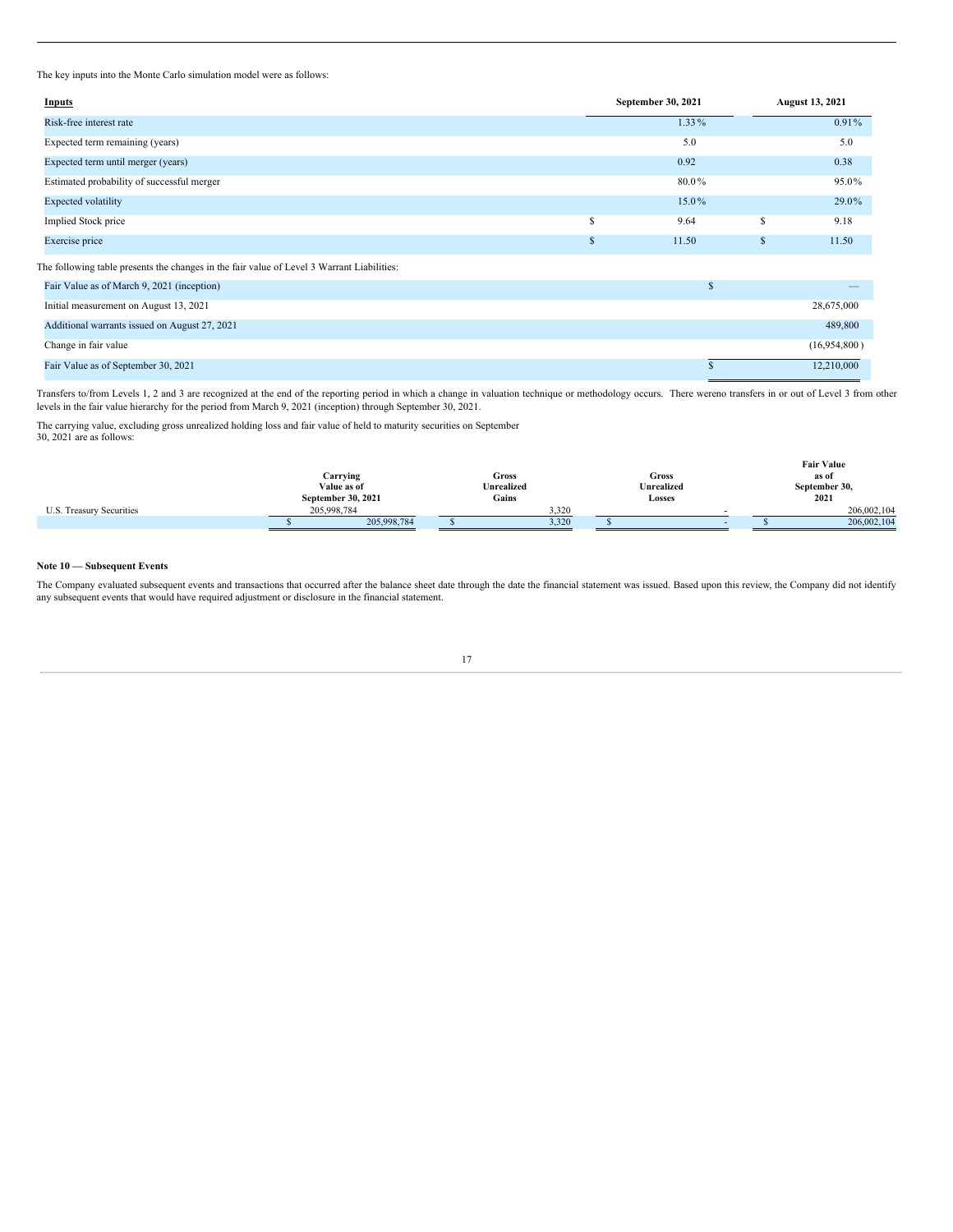The key inputs into the Monte Carlo simulation model were as follows:

| Inputs | September 30, 2021 | August 13, 2021 |
|---|---|---|
| Risk-free interest rate | 1.33% | 0.91% |
| Expected term remaining (years) | 5.0 | 5.0 |
| Expected term until merger (years) | 0.92 | 0.38 |
| Estimated probability of successful merger | 80.0% | 95.0% |
| Expected volatility | 15.0% | 29.0% |
| Implied Stock price | $ 9.64 | $ 9.18 |
| Exercise price | $ 11.50 | $ 11.50 |

The following table presents the changes in the fair value of Level 3 Warrant Liabilities:

| | |
|---|---|
| Fair Value as of March 9, 2021 (inception) | $ — |
| Initial measurement on August 13, 2021 | 28,675,000 |
| Additional warrants issued on August 27, 2021 | 489,800 |
| Change in fair value | (16,954,800) |
| Fair Value as of September 30, 2021 | $ 12,210,000 |

Transfers to/from Levels 1, 2 and 3 are recognized at the end of the reporting period in which a change in valuation technique or methodology occurs. There wereno transfers in or out of Level 3 from other levels in the fair value hierarchy for the period from March 9, 2021 (inception) through September 30, 2021.

The carrying value, excluding gross unrealized holding loss and fair value of held to maturity securities on September 30, 2021 are as follows:

| | Carrying Value as of September 30, 2021 | Gross Unrealized Gains | Gross Unrealized Losses | Fair Value as of September 30, 2021 |
|---|---|---|---|---|
| U.S. Treasury Securities | 205,998,784 | 3,320 | - | 206,002,104 |
| | $ 205,998,784 | $ 3,320 | $ - | $ 206,002,104 |

**Note 10 — Subsequent Events**

The Company evaluated subsequent events and transactions that occurred after the balance sheet date through the date the financial statement was issued. Based upon this review, the Company did not identify any subsequent events that would have required adjustment or disclosure in the financial statement.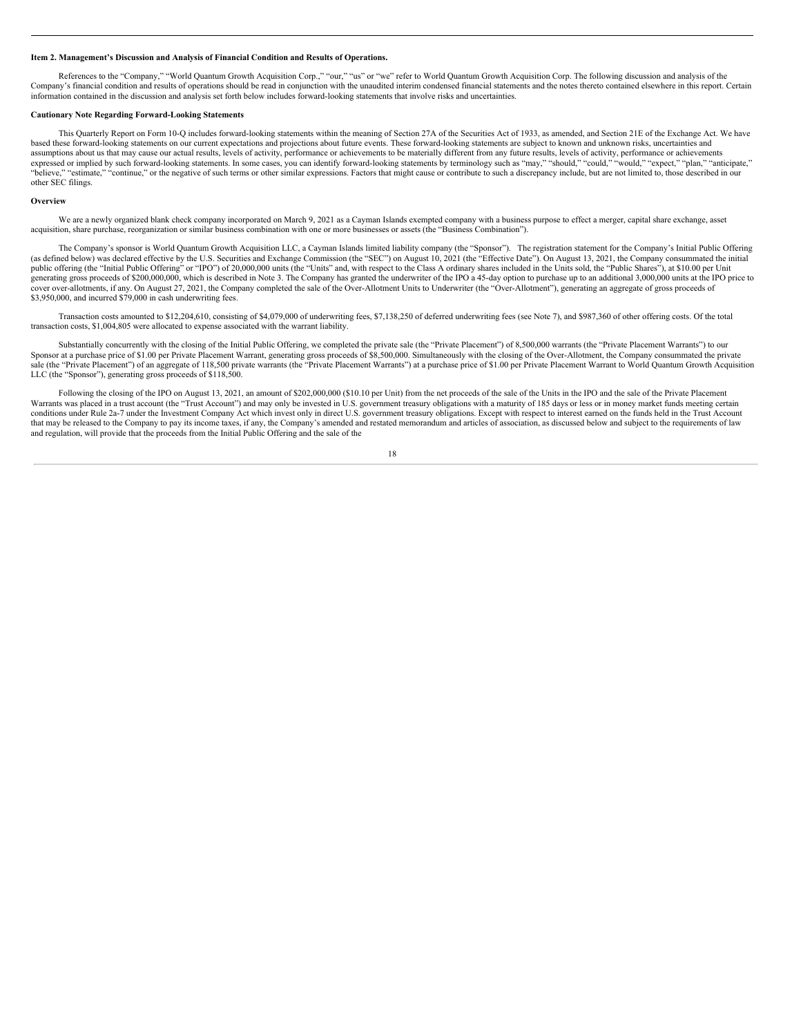**Item 2. Management's Discussion and Analysis of Financial Condition and Results of Operations.**

References to the "Company," "World Quantum Growth Acquisition Corp.," "our," "us" or "we" refer to World Quantum Growth Acquisition Corp. The following discussion and analysis of the Company's financial condition and results of operations should be read in conjunction with the unaudited interim condensed financial statements and the notes thereto contained elsewhere in this report. Certain information contained in the discussion and analysis set forth below includes forward-looking statements that involve risks and uncertainties.

**Cautionary Note Regarding Forward-Looking Statements**

This Quarterly Report on Form 10-Q includes forward-looking statements within the meaning of Section 27A of the Securities Act of 1933, as amended, and Section 21E of the Exchange Act. We have based these forward-looking statements on our current expectations and projections about future events. These forward-looking statements are subject to known and unknown risks, uncertainties and assumptions about us that may cause our actual results, levels of activity, performance or achievements to be materially different from any future results, levels of activity, performance or achievements expressed or implied by such forward-looking statements. In some cases, you can identify forward-looking statements by terminology such as "may," "should," "could," "would," "expect," "plan," "anticipate," "believe," "estimate," "continue," or the negative of such terms or other similar expressions. Factors that might cause or contribute to such a discrepancy include, but are not limited to, those described in our other SEC filings.

**Overview**

We are a newly organized blank check company incorporated on March 9, 2021 as a Cayman Islands exempted company with a business purpose to effect a merger, capital share exchange, asset acquisition, share purchase, reorganization or similar business combination with one or more businesses or assets (the "Business Combination").

The Company's sponsor is World Quantum Growth Acquisition LLC, a Cayman Islands limited liability company (the "Sponsor"). The registration statement for the Company's Initial Public Offering (as defined below) was declared effective by the U.S. Securities and Exchange Commission (the "SEC") on August 10, 2021 (the "Effective Date"). On August 13, 2021, the Company consummated the initial public offering (the "Initial Public Offering" or "IPO") of 20,000,000 units (the "Units" and, with respect to the Class A ordinary shares included in the Units sold, the "Public Shares"), at $10.00 per Unit generating gross proceeds of $200,000,000, which is described in Note 3. The Company has granted the underwriter of the IPO a 45-day option to purchase up to an additional 3,000,000 units at the IPO price to cover over-allotments, if any. On August 27, 2021, the Company completed the sale of the Over-Allotment Units to Underwriter (the "Over-Allotment"), generating an aggregate of gross proceeds of $3,950,000, and incurred $79,000 in cash underwriting fees.

Transaction costs amounted to $12,204,610, consisting of $4,079,000 of underwriting fees, $7,138,250 of deferred underwriting fees (see Note 7), and $987,360 of other offering costs. Of the total transaction costs, $1,004,805 were allocated to expense associated with the warrant liability.

Substantially concurrently with the closing of the Initial Public Offering, we completed the private sale (the "Private Placement") of 8,500,000 warrants (the "Private Placement Warrants") to our Sponsor at a purchase price of $1.00 per Private Placement Warrant, generating gross proceeds of $8,500,000. Simultaneously with the closing of the Over-Allotment, the Company consummated the private sale (the "Private Placement") of an aggregate of 118,500 private warrants (the "Private Placement Warrants") at a purchase price of $1.00 per Private Placement Warrant to World Quantum Growth Acquisition LLC (the "Sponsor"), generating gross proceeds of $118,500.

Following the closing of the IPO on August 13, 2021, an amount of $202,000,000 ($10.10 per Unit) from the net proceeds of the sale of the Units in the IPO and the sale of the Private Placement Warrants was placed in a trust account (the "Trust Account") and may only be invested in U.S. government treasury obligations with a maturity of 185 days or less or in money market funds meeting certain conditions under Rule 2a-7 under the Investment Company Act which invest only in direct U.S. government treasury obligations. Except with respect to interest earned on the funds held in the Trust Account that may be released to the Company to pay its income taxes, if any, the Company's amended and restated memorandum and articles of association, as discussed below and subject to the requirements of law and regulation, will provide that the proceeds from the Initial Public Offering and the sale of the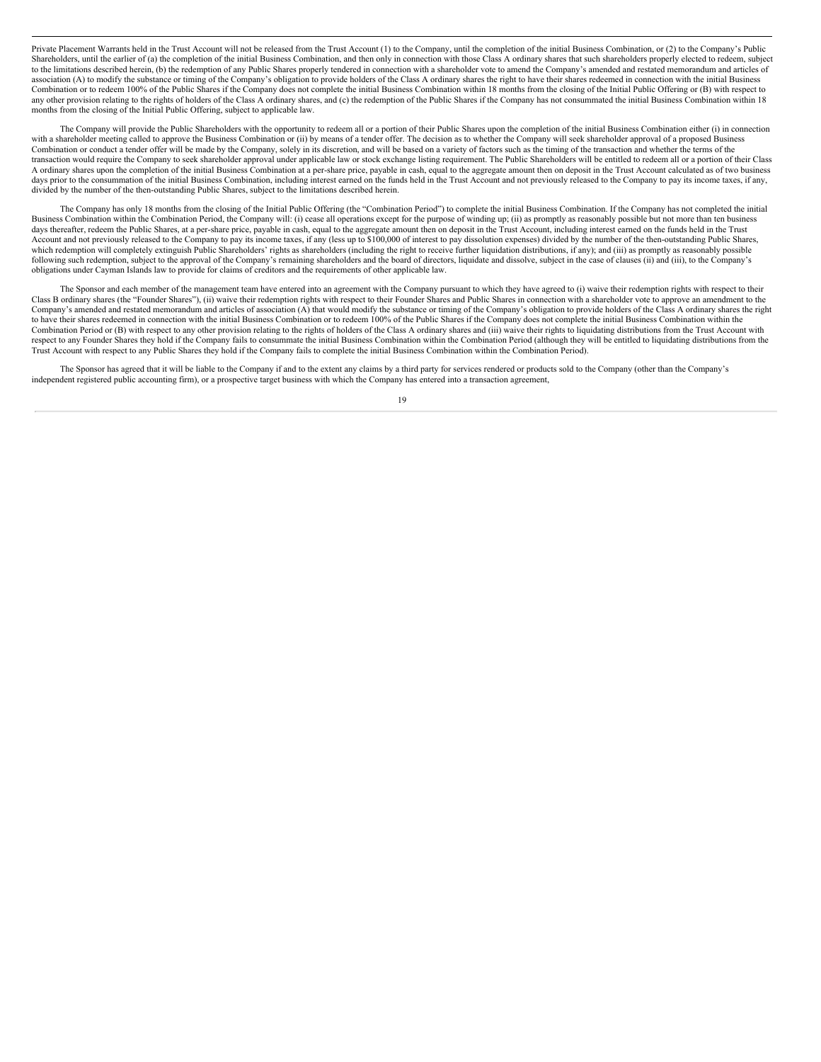Private Placement Warrants held in the Trust Account will not be released from the Trust Account (1) to the Company, until the completion of the initial Business Combination, or (2) to the Company's Public Shareholders, until the earlier of (a) the completion of the initial Business Combination, and then only in connection with those Class A ordinary shares that such shareholders properly elected to redeem, subject to the limitations described herein, (b) the redemption of any Public Shares properly tendered in connection with a shareholder vote to amend the Company's amended and restated memorandum and articles of association (A) to modify the substance or timing of the Company's obligation to provide holders of the Class A ordinary shares the right to have their shares redeemed in connection with the initial Business Combination or to redeem 100% of the Public Shares if the Company does not complete the initial Business Combination within 18 months from the closing of the Initial Public Offering or (B) with respect to any other provision relating to the rights of holders of the Class A ordinary shares, and (c) the redemption of the Public Shares if the Company has not consummated the initial Business Combination within 18 months from the closing of the Initial Public Offering, subject to applicable law.

The Company will provide the Public Shareholders with the opportunity to redeem all or a portion of their Public Shares upon the completion of the initial Business Combination either (i) in connection with a shareholder meeting called to approve the Business Combination or (ii) by means of a tender offer. The decision as to whether the Company will seek shareholder approval of a proposed Business Combination or conduct a tender offer will be made by the Company, solely in its discretion, and will be based on a variety of factors such as the timing of the transaction and whether the terms of the transaction would require the Company to seek shareholder approval under applicable law or stock exchange listing requirement. The Public Shareholders will be entitled to redeem all or a portion of their Class A ordinary shares upon the completion of the initial Business Combination at a per-share price, payable in cash, equal to the aggregate amount then on deposit in the Trust Account calculated as of two business days prior to the consummation of the initial Business Combination, including interest earned on the funds held in the Trust Account and not previously released to the Company to pay its income taxes, if any, divided by the number of the then-outstanding Public Shares, subject to the limitations described herein.

The Company has only 18 months from the closing of the Initial Public Offering (the "Combination Period") to complete the initial Business Combination. If the Company has not completed the initial Business Combination within the Combination Period, the Company will: (i) cease all operations except for the purpose of winding up; (ii) as promptly as reasonably possible but not more than ten business days thereafter, redeem the Public Shares, at a per-share price, payable in cash, equal to the aggregate amount then on deposit in the Trust Account, including interest earned on the funds held in the Trust Account and not previously released to the Company to pay its income taxes, if any (less up to $100,000 of interest to pay dissolution expenses) divided by the number of the then-outstanding Public Shares, which redemption will completely extinguish Public Shareholders' rights as shareholders (including the right to receive further liquidation distributions, if any); and (iii) as promptly as reasonably possible following such redemption, subject to the approval of the Company's remaining shareholders and the board of directors, liquidate and dissolve, subject in the case of clauses (ii) and (iii), to the Company's obligations under Cayman Islands law to provide for claims of creditors and the requirements of other applicable law.

The Sponsor and each member of the management team have entered into an agreement with the Company pursuant to which they have agreed to (i) waive their redemption rights with respect to their Class B ordinary shares (the "Founder Shares"), (ii) waive their redemption rights with respect to their Founder Shares and Public Shares in connection with a shareholder vote to approve an amendment to the Company's amended and restated memorandum and articles of association (A) that would modify the substance or timing of the Company's obligation to provide holders of the Class A ordinary shares the right to have their shares redeemed in connection with the initial Business Combination or to redeem 100% of the Public Shares if the Company does not complete the initial Business Combination within the Combination Period or (B) with respect to any other provision relating to the rights of holders of the Class A ordinary shares and (iii) waive their rights to liquidating distributions from the Trust Account with respect to any Founder Shares they hold if the Company fails to consummate the initial Business Combination within the Combination Period (although they will be entitled to liquidating distributions from the Trust Account with respect to any Public Shares they hold if the Company fails to complete the initial Business Combination within the Combination Period).

The Sponsor has agreed that it will be liable to the Company if and to the extent any claims by a third party for services rendered or products sold to the Company (other than the Company's independent registered public accounting firm), or a prospective target business with which the Company has entered into a transaction agreement,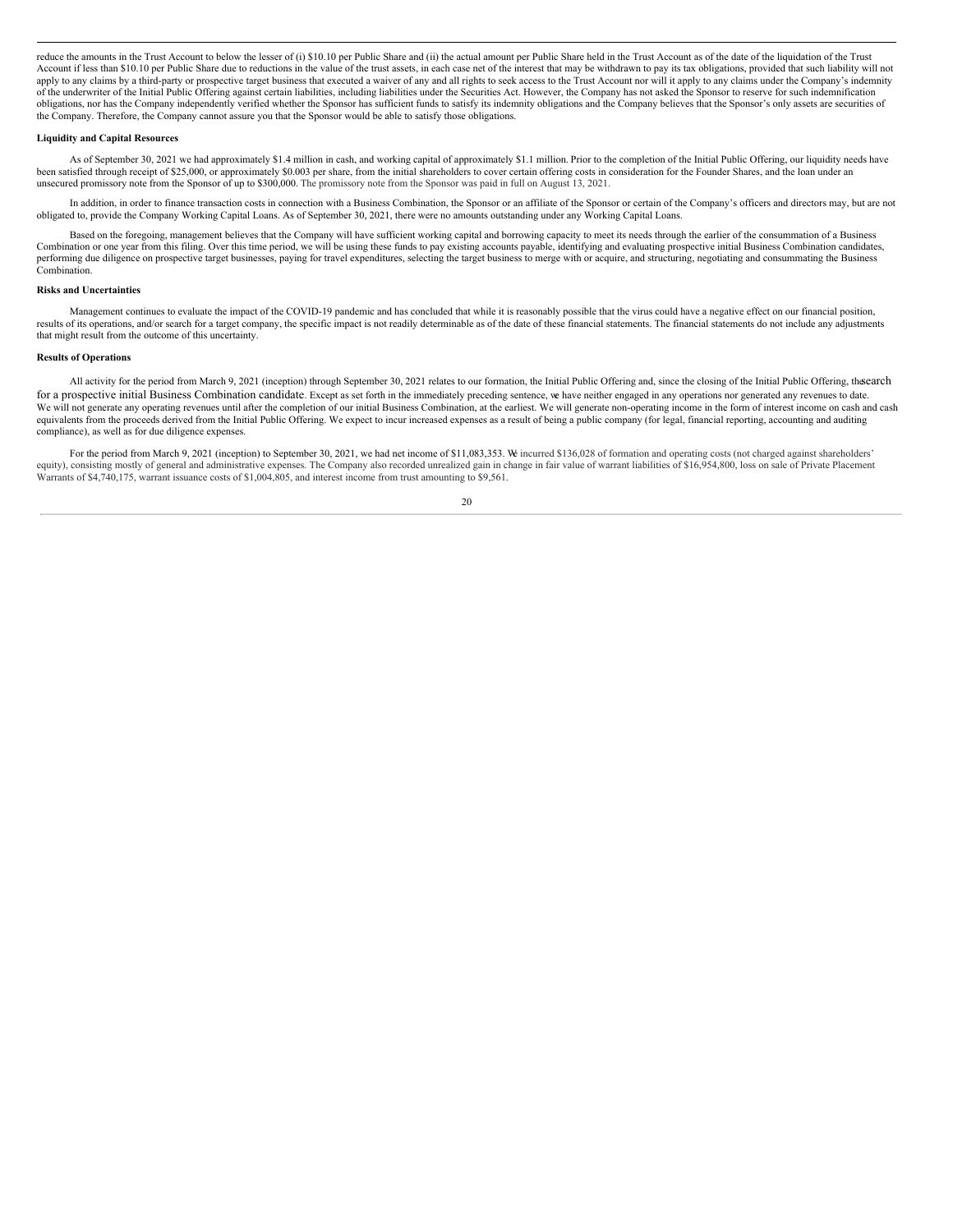reduce the amounts in the Trust Account to below the lesser of (i) $10.10 per Public Share and (ii) the actual amount per Public Share held in the Trust Account as of the date of the liquidation of the Trust Account if less than $10.10 per Public Share due to reductions in the value of the trust assets, in each case net of the interest that may be withdrawn to pay its tax obligations, provided that such liability will not apply to any claims by a third-party or prospective target business that executed a waiver of any and all rights to seek access to the Trust Account nor will it apply to any claims under the Company's indemnity of the underwriter of the Initial Public Offering against certain liabilities, including liabilities under the Securities Act. However, the Company has not asked the Sponsor to reserve for such indemnification obligations, nor has the Company independently verified whether the Sponsor has sufficient funds to satisfy its indemnity obligations and the Company believes that the Sponsor's only assets are securities of the Company. Therefore, the Company cannot assure you that the Sponsor would be able to satisfy those obligations.

**Liquidity and Capital Resources**

As of September 30, 2021 we had approximately $1.4 million in cash, and working capital of approximately $1.1 million. Prior to the completion of the Initial Public Offering, our liquidity needs have been satisfied through receipt of $25,000, or approximately $0.003 per share, from the initial shareholders to cover certain offering costs in consideration for the Founder Shares, and the loan under an unsecured promissory note from the Sponsor of up to $300,000. The promissory note from the Sponsor was paid in full on August 13, 2021.

In addition, in order to finance transaction costs in connection with a Business Combination, the Sponsor or an affiliate of the Sponsor or certain of the Company's officers and directors may, but are not obligated to, provide the Company Working Capital Loans. As of September 30, 2021, there were no amounts outstanding under any Working Capital Loans.

Based on the foregoing, management believes that the Company will have sufficient working capital and borrowing capacity to meet its needs through the earlier of the consummation of a Business Combination or one year from this filing. Over this time period, we will be using these funds to pay existing accounts payable, identifying and evaluating prospective initial Business Combination candidates, performing due diligence on prospective target businesses, paying for travel expenditures, selecting the target business to merge with or acquire, and structuring, negotiating and consummating the Business Combination.

**Risks and Uncertainties**

Management continues to evaluate the impact of the COVID-19 pandemic and has concluded that while it is reasonably possible that the virus could have a negative effect on our financial position, results of its operations, and/or search for a target company, the specific impact is not readily determinable as of the date of these financial statements. The financial statements do not include any adjustments that might result from the outcome of this uncertainty.

**Results of Operations**

All activity for the period from March 9, 2021 (inception) through September 30, 2021 relates to our formation, the Initial Public Offering and, since the closing of the Initial Public Offering, the search for a prospective initial Business Combination candidate. Except as set forth in the immediately preceding sentence, we have neither engaged in any operations nor generated any revenues to date. We will not generate any operating revenues until after the completion of our initial Business Combination, at the earliest. We will generate non-operating income in the form of interest income on cash and cash equivalents from the proceeds derived from the Initial Public Offering. We expect to incur increased expenses as a result of being a public company (for legal, financial reporting, accounting and auditing compliance), as well as for due diligence expenses.

For the period from March 9, 2021 (inception) to September 30, 2021, we had net income of $11,083,353. We incurred $136,028 of formation and operating costs (not charged against shareholders' equity), consisting mostly of general and administrative expenses. The Company also recorded unrealized gain in change in fair value of warrant liabilities of $16,954,800, loss on sale of Private Placement Warrants of $4,740,175, warrant issuance costs of $1,004,805, and interest income from trust amounting to $9,561.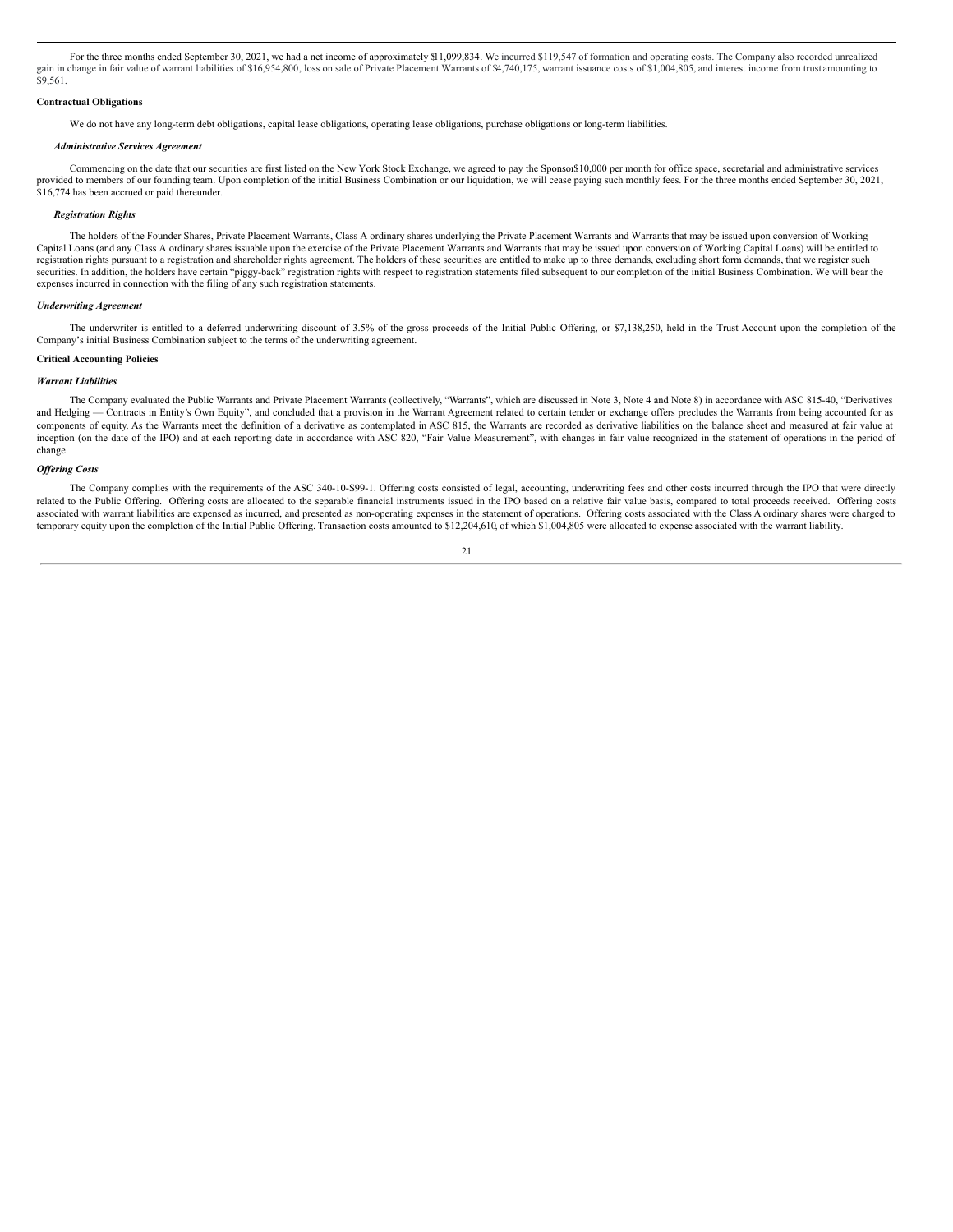For the three months ended September 30, 2021, we had a net income of approximately $11,099,834. We incurred $119,547 of formation and operating costs. The Company also recorded unrealized gain in change in fair value of warrant liabilities of $16,954,800, loss on sale of Private Placement Warrants of $4,740,175, warrant issuance costs of $1,004,805, and interest income from trust amounting to $9,561.

**Contractual Obligations**

We do not have any long-term debt obligations, capital lease obligations, operating lease obligations, purchase obligations or long-term liabilities.

***Administrative Services Agreement***

Commencing on the date that our securities are first listed on the New York Stock Exchange, we agreed to pay the Sponsor $10,000 per month for office space, secretarial and administrative services provided to members of our founding team. Upon completion of the initial Business Combination or our liquidation, we will cease paying such monthly fees. For the three months ended September 30, 2021, $16,774 has been accrued or paid thereunder.

***Registration Rights***

The holders of the Founder Shares, Private Placement Warrants, Class A ordinary shares underlying the Private Placement Warrants and Warrants that may be issued upon conversion of Working Capital Loans (and any Class A ordinary shares issuable upon the exercise of the Private Placement Warrants and Warrants that may be issued upon conversion of Working Capital Loans) will be entitled to registration rights pursuant to a registration and shareholder rights agreement. The holders of these securities are entitled to make up to three demands, excluding short form demands, that we register such securities. In addition, the holders have certain "piggy-back" registration rights with respect to registration statements filed subsequent to our completion of the initial Business Combination. We will bear the expenses incurred in connection with the filing of any such registration statements.

***Underwriting Agreement***

The underwriter is entitled to a deferred underwriting discount of 3.5% of the gross proceeds of the Initial Public Offering, or $7,138,250, held in the Trust Account upon the completion of the Company's initial Business Combination subject to the terms of the underwriting agreement.

**Critical Accounting Policies**

***Warrant Liabilities***

The Company evaluated the Public Warrants and Private Placement Warrants (collectively, "Warrants", which are discussed in Note 3, Note 4 and Note 8) in accordance with ASC 815-40, "Derivatives and Hedging — Contracts in Entity's Own Equity", and concluded that a provision in the Warrant Agreement related to certain tender or exchange offers precludes the Warrants from being accounted for as components of equity. As the Warrants meet the definition of a derivative as contemplated in ASC 815, the Warrants are recorded as derivative liabilities on the balance sheet and measured at fair value at inception (on the date of the IPO) and at each reporting date in accordance with ASC 820, "Fair Value Measurement", with changes in fair value recognized in the statement of operations in the period of change.

***Offering Costs***

The Company complies with the requirements of the ASC 340-10-S99-1. Offering costs consisted of legal, accounting, underwriting fees and other costs incurred through the IPO that were directly related to the Public Offering. Offering costs are allocated to the separable financial instruments issued in the IPO based on a relative fair value basis, compared to total proceeds received. Offering costs associated with warrant liabilities are expensed as incurred, and presented as non-operating expenses in the statement of operations. Offering costs associated with the Class A ordinary shares were charged to temporary equity upon the completion of the Initial Public Offering. Transaction costs amounted to $12,204,610, of which $1,004,805 were allocated to expense associated with the warrant liability.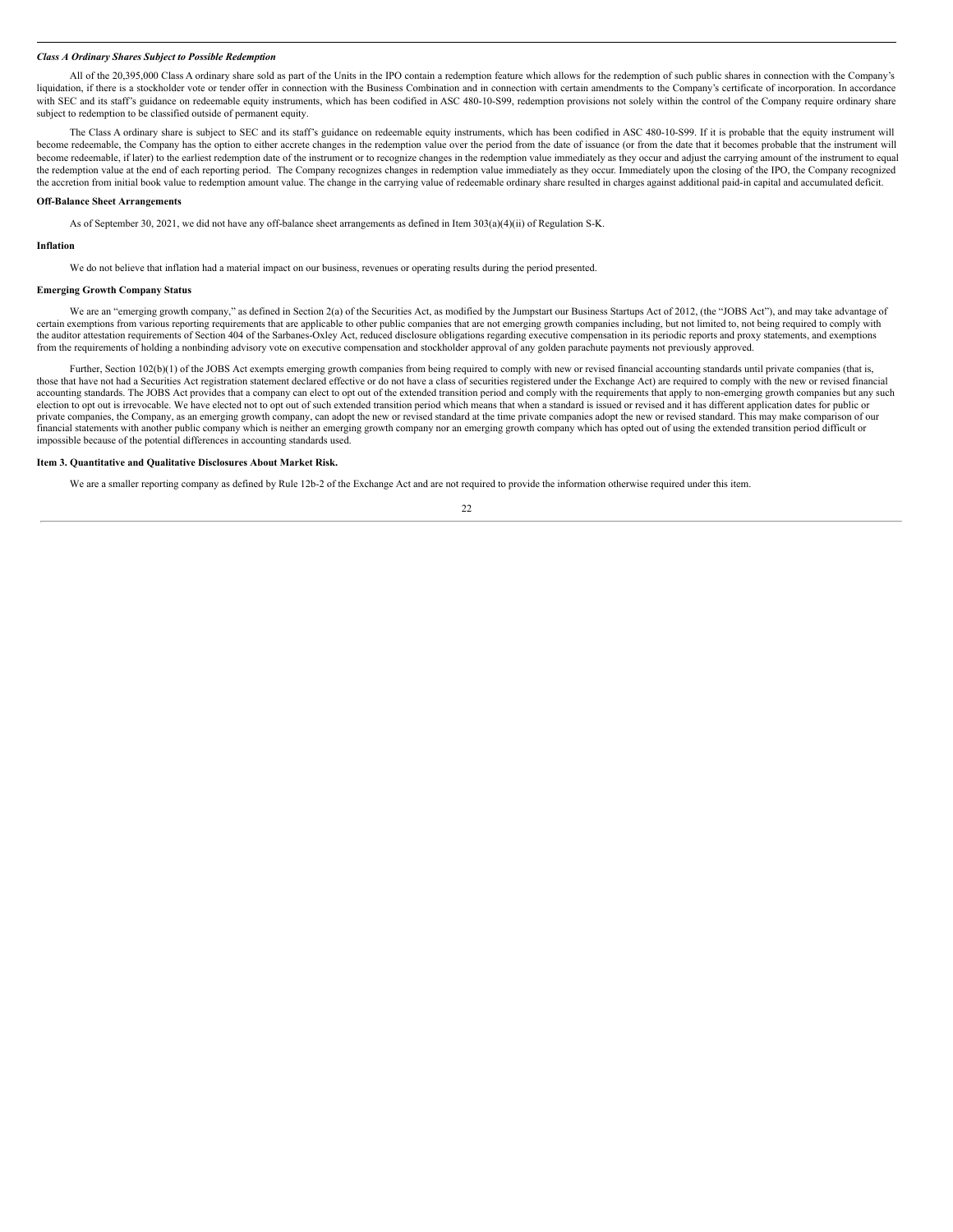***Class A Ordinary Shares Subject to Possible Redemption***

All of the 20,395,000 Class A ordinary share sold as part of the Units in the IPO contain a redemption feature which allows for the redemption of such public shares in connection with the Company's liquidation, if there is a stockholder vote or tender offer in connection with the Business Combination and in connection with certain amendments to the Company's certificate of incorporation. In accordance with SEC and its staff's guidance on redeemable equity instruments, which has been codified in ASC 480-10-S99, redemption provisions not solely within the control of the Company require ordinary share subject to redemption to be classified outside of permanent equity.

The Class A ordinary share is subject to SEC and its staff's guidance on redeemable equity instruments, which has been codified in ASC 480-10-S99. If it is probable that the equity instrument will become redeemable, the Company has the option to either accrete changes in the redemption value over the period from the date of issuance (or from the date that it becomes probable that the instrument will become redeemable, if later) to the earliest redemption date of the instrument or to recognize changes in the redemption value immediately as they occur and adjust the carrying amount of the instrument to equal the redemption value at the end of each reporting period. The Company recognizes changes in redemption value immediately as they occur. Immediately upon the closing of the IPO, the Company recognized the accretion from initial book value to redemption amount value. The change in the carrying value of redeemable ordinary share resulted in charges against additional paid-in capital and accumulated deficit.

**Off-Balance Sheet Arrangements**

As of September 30, 2021, we did not have any off-balance sheet arrangements as defined in Item 303(a)(4)(ii) of Regulation S-K.

**Inflation**

We do not believe that inflation had a material impact on our business, revenues or operating results during the period presented.

**Emerging Growth Company Status**

We are an "emerging growth company," as defined in Section 2(a) of the Securities Act, as modified by the Jumpstart our Business Startups Act of 2012, (the "JOBS Act"), and may take advantage of certain exemptions from various reporting requirements that are applicable to other public companies that are not emerging growth companies including, but not limited to, not being required to comply with the auditor attestation requirements of Section 404 of the Sarbanes-Oxley Act, reduced disclosure obligations regarding executive compensation in its periodic reports and proxy statements, and exemptions from the requirements of holding a nonbinding advisory vote on executive compensation and stockholder approval of any golden parachute payments not previously approved.

Further, Section 102(b)(1) of the JOBS Act exempts emerging growth companies from being required to comply with new or revised financial accounting standards until private companies (that is, those that have not had a Securities Act registration statement declared effective or do not have a class of securities registered under the Exchange Act) are required to comply with the new or revised financial accounting standards. The JOBS Act provides that a company can elect to opt out of the extended transition period and comply with the requirements that apply to non-emerging growth companies but any such election to opt out is irrevocable. We have elected not to opt out of such extended transition period which means that when a standard is issued or revised and it has different application dates for public or private companies, the Company, as an emerging growth company, can adopt the new or revised standard at the time private companies adopt the new or revised standard. This may make comparison of our financial statements with another public company which is neither an emerging growth company nor an emerging growth company which has opted out of using the extended transition period difficult or impossible because of the potential differences in accounting standards used.

**Item 3. Quantitative and Qualitative Disclosures About Market Risk.**

We are a smaller reporting company as defined by Rule 12b-2 of the Exchange Act and are not required to provide the information otherwise required under this item.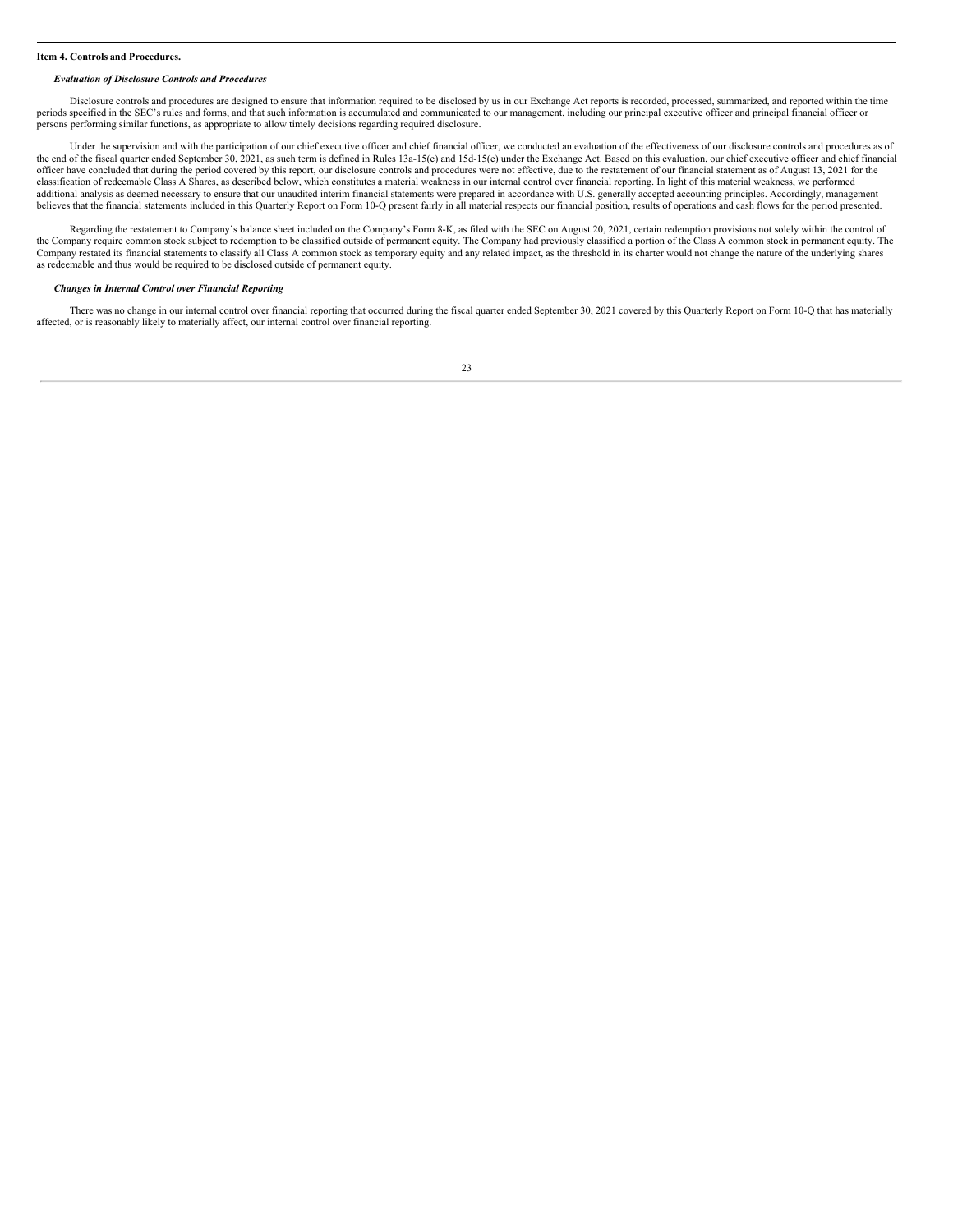### Item 4. Controls and Procedures.

#### *Evaluation of Disclosure Controls and Procedures*

Disclosure controls and procedures are designed to ensure that information required to be disclosed by us in our Exchange Act reports is recorded, processed, summarized, and reported within the time periods specified in the SEC's rules and forms, and that such information is accumulated and communicated to our management, including our principal executive officer and principal financial officer or persons performing similar functions, as appropriate to allow timely decisions regarding required disclosure.

Under the supervision and with the participation of our chief executive officer and chief financial officer, we conducted an evaluation of the effectiveness of our disclosure controls and procedures as of the end of the fiscal quarter ended September 30, 2021, as such term is defined in Rules 13a-15(e) and 15d-15(e) under the Exchange Act. Based on this evaluation, our chief executive officer and chief financial officer have concluded that during the period covered by this report, our disclosure controls and procedures were not effective, due to the restatement of our financial statement as of August 13, 2021 for the classification of redeemable Class A Shares, as described below, which constitutes a material weakness in our internal control over financial reporting. In light of this material weakness, we performed additional analysis as deemed necessary to ensure that our unaudited interim financial statements were prepared in accordance with U.S. generally accepted accounting principles. Accordingly, management believes that the financial statements included in this Quarterly Report on Form 10-Q present fairly in all material respects our financial position, results of operations and cash flows for the period presented.

Regarding the restatement to Company's balance sheet included on the Company's Form 8-K, as filed with the SEC on August 20, 2021, certain redemption provisions not solely within the control of the Company require common stock subject to redemption to be classified outside of permanent equity. The Company had previously classified a portion of the Class A common stock in permanent equity. The Company restated its financial statements to classify all Class A common stock as temporary equity and any related impact, as the threshold in its charter would not change the nature of the underlying shares as redeemable and thus would be required to be disclosed outside of permanent equity.

#### *Changes in Internal Control over Financial Reporting*

There was no change in our internal control over financial reporting that occurred during the fiscal quarter ended September 30, 2021 covered by this Quarterly Report on Form 10-Q that has materially affected, or is reasonably likely to materially affect, our internal control over financial reporting.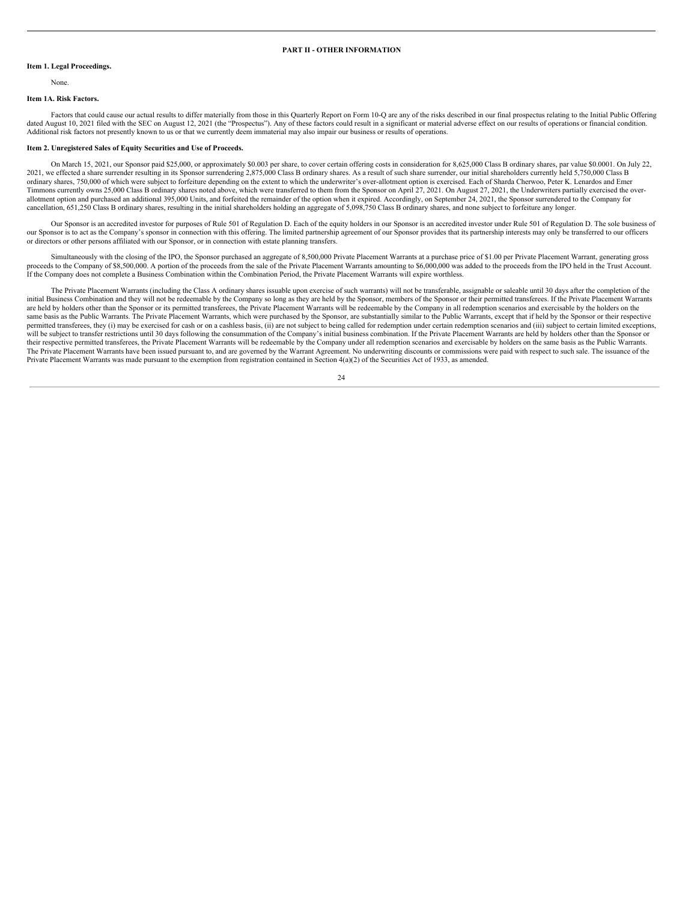## PART II - OTHER INFORMATION

### Item 1. Legal Proceedings.

None.

### Item 1A. Risk Factors.

Factors that could cause our actual results to differ materially from those in this Quarterly Report on Form 10-Q are any of the risks described in our final prospectus relating to the Initial Public Offering dated August 10, 2021 filed with the SEC on August 12, 2021 (the "Prospectus"). Any of these factors could result in a significant or material adverse effect on our results of operations or financial condition. Additional risk factors not presently known to us or that we currently deem immaterial may also impair our business or results of operations.

### Item 2. Unregistered Sales of Equity Securities and Use of Proceeds.

On March 15, 2021, our Sponsor paid $25,000, or approximately $0.003 per share, to cover certain offering costs in consideration for 8,625,000 Class B ordinary shares, par value $0.0001. On July 22, 2021, we effected a share surrender resulting in its Sponsor surrendering 2,875,000 Class B ordinary shares. As a result of such share surrender, our initial shareholders currently held 5,750,000 Class B ordinary shares, 750,000 of which were subject to forfeiture depending on the extent to which the underwriter's over-allotment option is exercised. Each of Sharda Cherwoo, Peter K. Lenardos and Emer Timmons currently owns 25,000 Class B ordinary shares noted above, which were transferred to them from the Sponsor on April 27, 2021. On August 27, 2021, the Underwriters partially exercised the over-allotment option and purchased an additional 395,000 Units, and forfeited the remainder of the option when it expired. Accordingly, on September 24, 2021, the Sponsor surrendered to the Company for cancellation, 651,250 Class B ordinary shares, resulting in the initial shareholders holding an aggregate of 5,098,750 Class B ordinary shares, and none subject to forfeiture any longer.

Our Sponsor is an accredited investor for purposes of Rule 501 of Regulation D. Each of the equity holders in our Sponsor is an accredited investor under Rule 501 of Regulation D. The sole business of our Sponsor is to act as the Company's sponsor in connection with this offering. The limited partnership agreement of our Sponsor provides that its partnership interests may only be transferred to our officers or directors or other persons affiliated with our Sponsor, or in connection with estate planning transfers.

Simultaneously with the closing of the IPO, the Sponsor purchased an aggregate of 8,500,000 Private Placement Warrants at a purchase price of $1.00 per Private Placement Warrant, generating gross proceeds to the Company of $8,500,000. A portion of the proceeds from the sale of the Private Placement Warrants amounting to $6,000,000 was added to the proceeds from the IPO held in the Trust Account. If the Company does not complete a Business Combination within the Combination Period, the Private Placement Warrants will expire worthless.

The Private Placement Warrants (including the Class A ordinary shares issuable upon exercise of such warrants) will not be transferable, assignable or saleable until 30 days after the completion of the initial Business Combination and they will not be redeemable by the Company so long as they are held by the Sponsor, members of the Sponsor or their permitted transferees. If the Private Placement Warrants are held by holders other than the Sponsor or its permitted transferees, the Private Placement Warrants will be redeemable by the Company in all redemption scenarios and exercisable by the holders on the same basis as the Public Warrants. The Private Placement Warrants, which were purchased by the Sponsor, are substantially similar to the Public Warrants, except that if held by the Sponsor or their respective permitted transferees, they (i) may be exercised for cash or on a cashless basis, (ii) are not subject to being called for redemption under certain redemption scenarios and (iii) subject to certain limited exceptions, will be subject to transfer restrictions until 30 days following the consummation of the Company's initial business combination. If the Private Placement Warrants are held by holders other than the Sponsor or their respective permitted transferees, the Private Placement Warrants will be redeemable by the Company under all redemption scenarios and exercisable by holders on the same basis as the Public Warrants. The Private Placement Warrants have been issued pursuant to, and are governed by the Warrant Agreement. No underwriting discounts or commissions were paid with respect to such sale. The issuance of the Private Placement Warrants was made pursuant to the exemption from registration contained in Section 4(a)(2) of the Securities Act of 1933, as amended.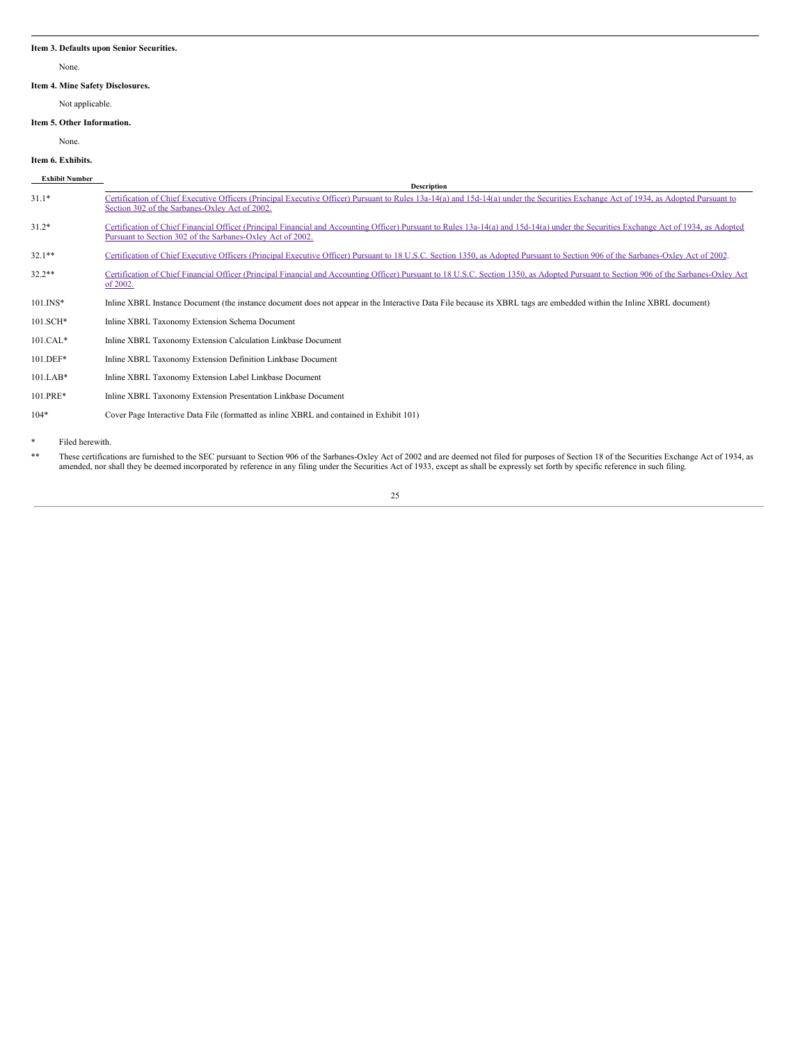**Item 3. Defaults upon Senior Securities.**

None.

**Item 4. Mine Safety Disclosures.**

Not applicable.

**Item 5. Other Information.**

None.

**Item 6. Exhibits.**

| Exhibit Number | Description |
|---|---|
| 31.1* | Certification of Chief Executive Officers (Principal Executive Officer) Pursuant to Rules 13a-14(a) and 15d-14(a) under the Securities Exchange Act of 1934, as Adopted Pursuant to Section 302 of the Sarbanes-Oxley Act of 2002. |
| 31.2* | Certification of Chief Financial Officer (Principal Financial and Accounting Officer) Pursuant to Rules 13a-14(a) and 15d-14(a) under the Securities Exchange Act of 1934, as Adopted Pursuant to Section 302 of the Sarbanes-Oxley Act of 2002. |
| 32.1** | Certification of Chief Executive Officers (Principal Executive Officer) Pursuant to 18 U.S.C. Section 1350, as Adopted Pursuant to Section 906 of the Sarbanes-Oxley Act of 2002. |
| 32.2** | Certification of Chief Financial Officer (Principal Financial and Accounting Officer) Pursuant to 18 U.S.C. Section 1350, as Adopted Pursuant to Section 906 of the Sarbanes-Oxley Act of 2002. |
| 101.INS* | Inline XBRL Instance Document (the instance document does not appear in the Interactive Data File because its XBRL tags are embedded within the Inline XBRL document) |
| 101.SCH* | Inline XBRL Taxonomy Extension Schema Document |
| 101.CAL* | Inline XBRL Taxonomy Extension Calculation Linkbase Document |
| 101.DEF* | Inline XBRL Taxonomy Extension Definition Linkbase Document |
| 101.LAB* | Inline XBRL Taxonomy Extension Label Linkbase Document |
| 101.PRE* | Inline XBRL Taxonomy Extension Presentation Linkbase Document |
| 104* | Cover Page Interactive Data File (formatted as inline XBRL and contained in Exhibit 101) |

\* Filed herewith.

\*\* These certifications are furnished to the SEC pursuant to Section 906 of the Sarbanes-Oxley Act of 2002 and are deemed not filed for purposes of Section 18 of the Securities Exchange Act of 1934, as amended, nor shall they be deemed incorporated by reference in any filing under the Securities Act of 1933, except as shall be expressly set forth by specific reference in such filing.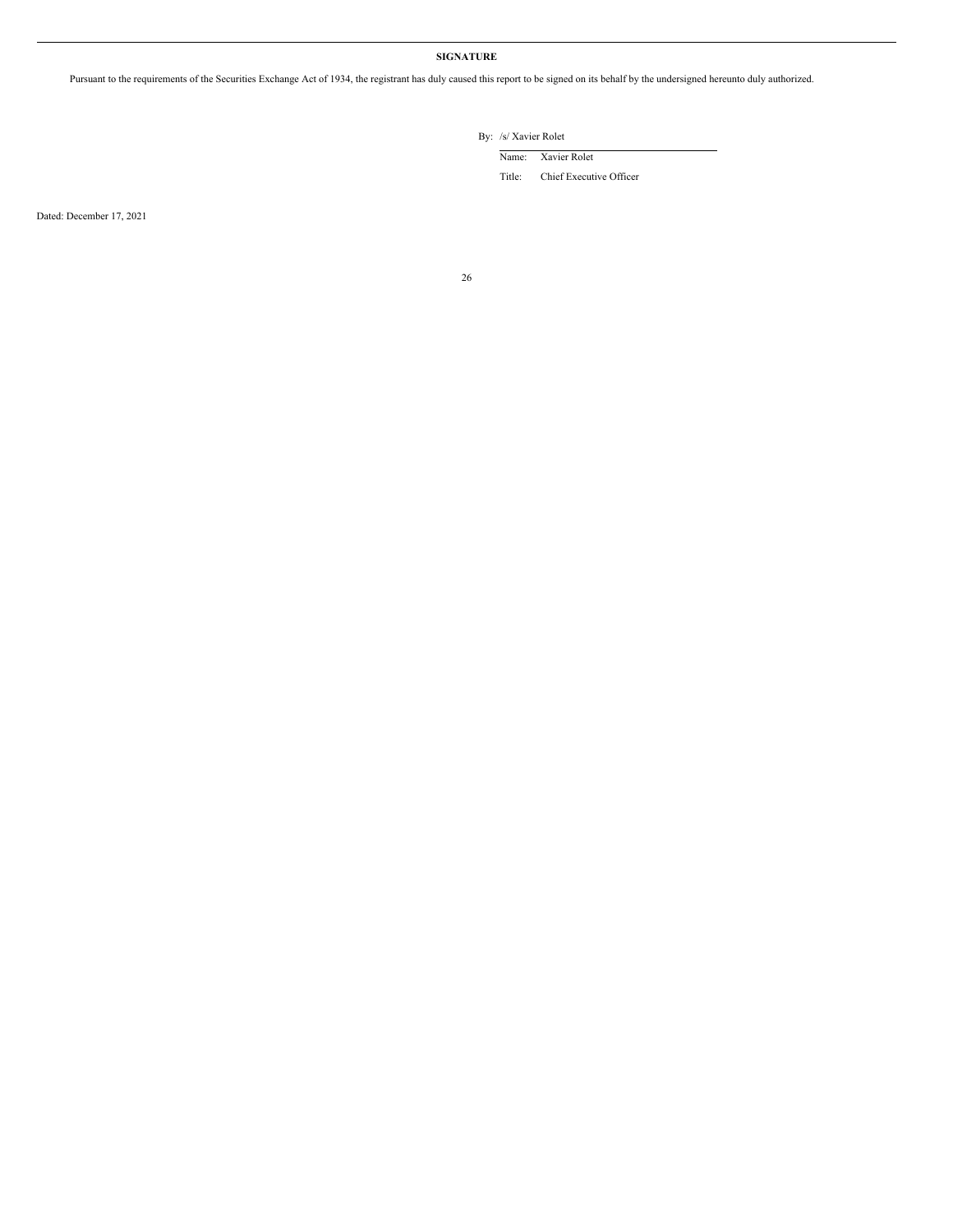**SIGNATURE**

Pursuant to the requirements of the Securities Exchange Act of 1934, the registrant has duly caused this report to be signed on its behalf by the undersigned hereunto duly authorized.

By: /s/ Xavier Rolet

Name: Xavier Rolet

Title: Chief Executive Officer

Dated: December 17, 2021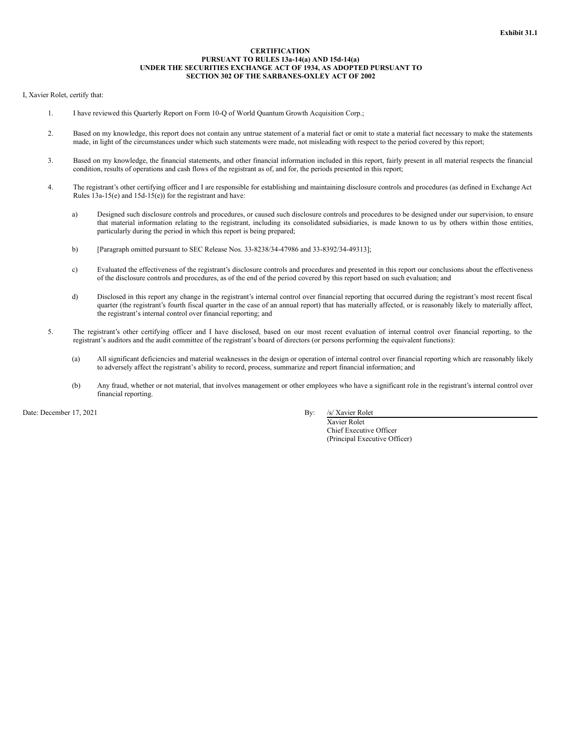**Exhibit 31.1**

**CERTIFICATION**
**PURSUANT TO RULES 13a-14(a) AND 15d-14(a)**
**UNDER THE SECURITIES EXCHANGE ACT OF 1934, AS ADOPTED PURSUANT TO**
**SECTION 302 OF THE SARBANES-OXLEY ACT OF 2002**

I, Xavier Rolet, certify that:

1. I have reviewed this Quarterly Report on Form 10-Q of World Quantum Growth Acquisition Corp.;

2. Based on my knowledge, this report does not contain any untrue statement of a material fact or omit to state a material fact necessary to make the statements made, in light of the circumstances under which such statements were made, not misleading with respect to the period covered by this report;

3. Based on my knowledge, the financial statements, and other financial information included in this report, fairly present in all material respects the financial condition, results of operations and cash flows of the registrant as of, and for, the periods presented in this report;

4. The registrant's other certifying officer and I are responsible for establishing and maintaining disclosure controls and procedures (as defined in Exchange Act Rules 13a-15(e) and 15d-15(e)) for the registrant and have:

   a) Designed such disclosure controls and procedures, or caused such disclosure controls and procedures to be designed under our supervision, to ensure that material information relating to the registrant, including its consolidated subsidiaries, is made known to us by others within those entities, particularly during the period in which this report is being prepared;

   b) [Paragraph omitted pursuant to SEC Release Nos. 33-8238/34-47986 and 33-8392/34-49313];

   c) Evaluated the effectiveness of the registrant's disclosure controls and procedures and presented in this report our conclusions about the effectiveness of the disclosure controls and procedures, as of the end of the period covered by this report based on such evaluation; and

   d) Disclosed in this report any change in the registrant's internal control over financial reporting that occurred during the registrant's most recent fiscal quarter (the registrant's fourth fiscal quarter in the case of an annual report) that has materially affected, or is reasonably likely to materially affect, the registrant's internal control over financial reporting; and

5. The registrant's other certifying officer and I have disclosed, based on our most recent evaluation of internal control over financial reporting, to the registrant's auditors and the audit committee of the registrant's board of directors (or persons performing the equivalent functions):

   (a) All significant deficiencies and material weaknesses in the design or operation of internal control over financial reporting which are reasonably likely to adversely affect the registrant's ability to record, process, summarize and report financial information; and

   (b) Any fraud, whether or not material, that involves management or other employees who have a significant role in the registrant's internal control over financial reporting.

Date: December 17, 2021

By: /s/ Xavier Rolet
Xavier Rolet
Chief Executive Officer
(Principal Executive Officer)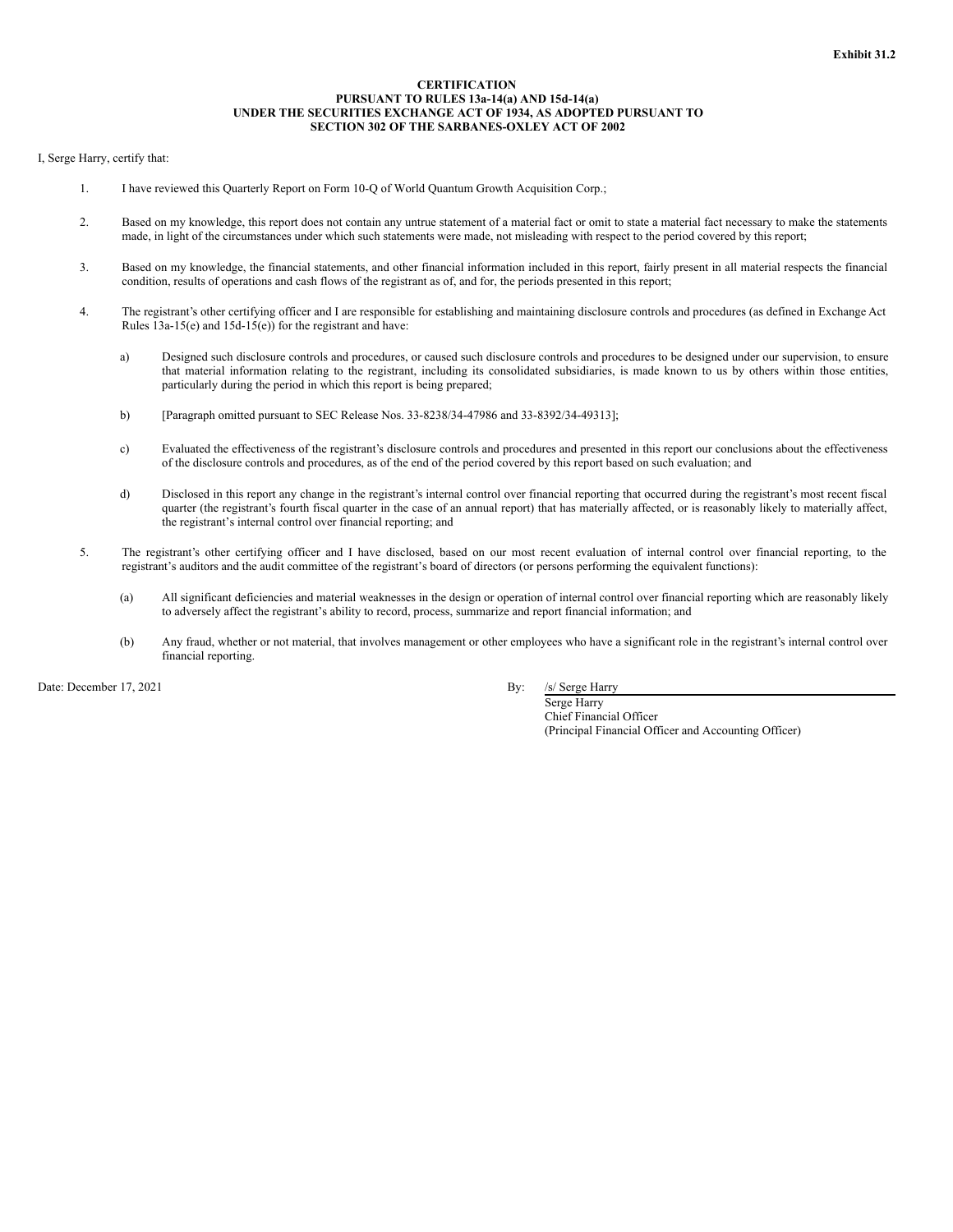**Exhibit 31.2**

**CERTIFICATION**
**PURSUANT TO RULES 13a-14(a) AND 15d-14(a)**
**UNDER THE SECURITIES EXCHANGE ACT OF 1934, AS ADOPTED PURSUANT TO**
**SECTION 302 OF THE SARBANES-OXLEY ACT OF 2002**

I, Serge Harry, certify that:

1. I have reviewed this Quarterly Report on Form 10-Q of World Quantum Growth Acquisition Corp.;

2. Based on my knowledge, this report does not contain any untrue statement of a material fact or omit to state a material fact necessary to make the statements made, in light of the circumstances under which such statements were made, not misleading with respect to the period covered by this report;

3. Based on my knowledge, the financial statements, and other financial information included in this report, fairly present in all material respects the financial condition, results of operations and cash flows of the registrant as of, and for, the periods presented in this report;

4. The registrant's other certifying officer and I are responsible for establishing and maintaining disclosure controls and procedures (as defined in Exchange Act Rules 13a-15(e) and 15d-15(e)) for the registrant and have:

   a) Designed such disclosure controls and procedures, or caused such disclosure controls and procedures to be designed under our supervision, to ensure that material information relating to the registrant, including its consolidated subsidiaries, is made known to us by others within those entities, particularly during the period in which this report is being prepared;

   b) [Paragraph omitted pursuant to SEC Release Nos. 33-8238/34-47986 and 33-8392/34-49313];

   c) Evaluated the effectiveness of the registrant's disclosure controls and procedures and presented in this report our conclusions about the effectiveness of the disclosure controls and procedures, as of the end of the period covered by this report based on such evaluation; and

   d) Disclosed in this report any change in the registrant's internal control over financial reporting that occurred during the registrant's most recent fiscal quarter (the registrant's fourth fiscal quarter in the case of an annual report) that has materially affected, or is reasonably likely to materially affect, the registrant's internal control over financial reporting; and

5. The registrant's other certifying officer and I have disclosed, based on our most recent evaluation of internal control over financial reporting, to the registrant's auditors and the audit committee of the registrant's board of directors (or persons performing the equivalent functions):

   (a) All significant deficiencies and material weaknesses in the design or operation of internal control over financial reporting which are reasonably likely to adversely affect the registrant's ability to record, process, summarize and report financial information; and

   (b) Any fraud, whether or not material, that involves management or other employees who have a significant role in the registrant's internal control over financial reporting.

Date: December 17, 2021

By: /s/ Serge Harry
Serge Harry
Chief Financial Officer
(Principal Financial Officer and Accounting Officer)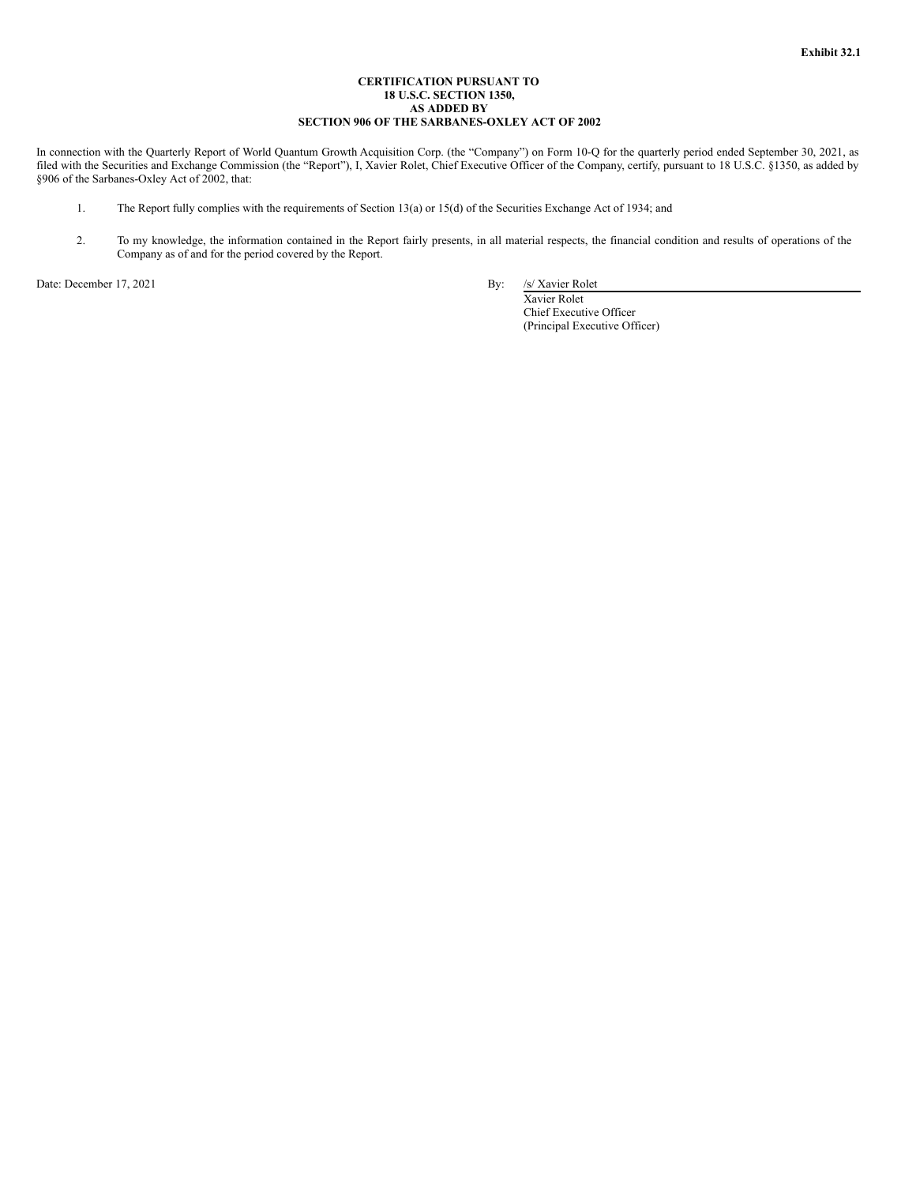**Exhibit 32.1**

**CERTIFICATION PURSUANT TO**
**18 U.S.C. SECTION 1350,**
**AS ADDED BY**
**SECTION 906 OF THE SARBANES-OXLEY ACT OF 2002**

In connection with the Quarterly Report of World Quantum Growth Acquisition Corp. (the "Company") on Form 10-Q for the quarterly period ended September 30, 2021, as filed with the Securities and Exchange Commission (the "Report"), I, Xavier Rolet, Chief Executive Officer of the Company, certify, pursuant to 18 U.S.C. §1350, as added by §906 of the Sarbanes-Oxley Act of 2002, that:

1. The Report fully complies with the requirements of Section 13(a) or 15(d) of the Securities Exchange Act of 1934; and

2. To my knowledge, the information contained in the Report fairly presents, in all material respects, the financial condition and results of operations of the Company as of and for the period covered by the Report.

Date: December 17, 2021

By: /s/ Xavier Rolet
Xavier Rolet
Chief Executive Officer
(Principal Executive Officer)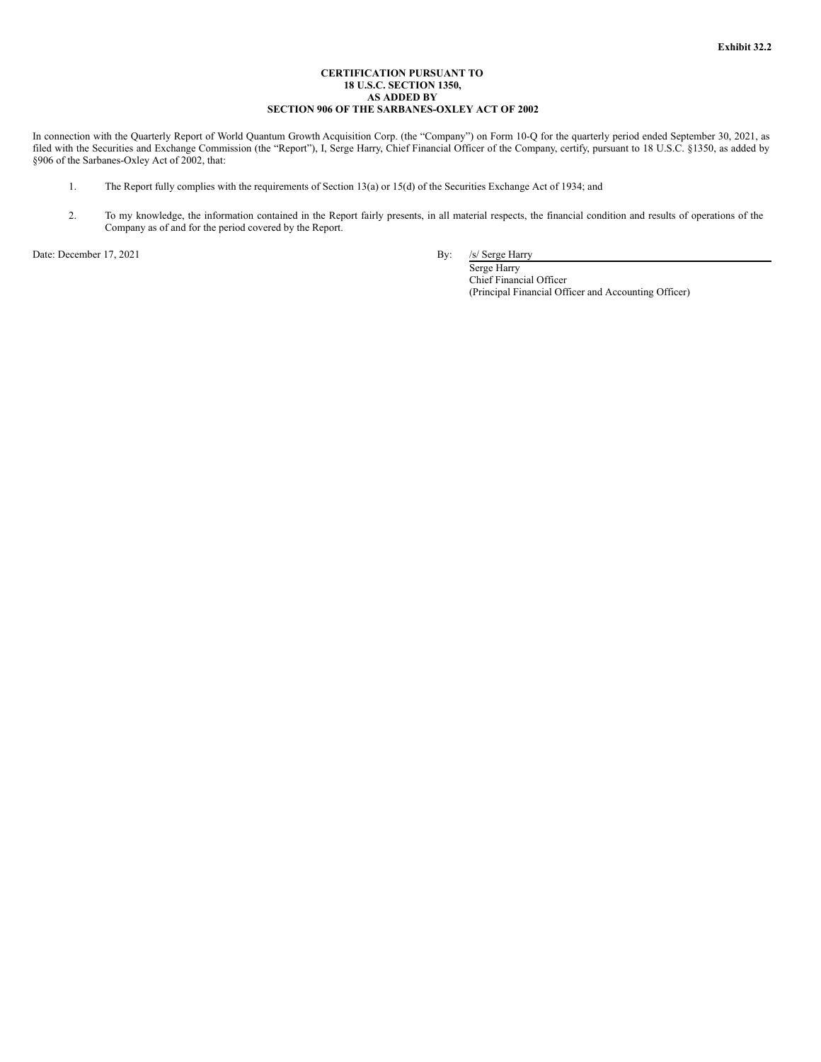**Exhibit 32.2**

**CERTIFICATION PURSUANT TO**
**18 U.S.C. SECTION 1350,**
**AS ADDED BY**
**SECTION 906 OF THE SARBANES-OXLEY ACT OF 2002**

In connection with the Quarterly Report of World Quantum Growth Acquisition Corp. (the "Company") on Form 10-Q for the quarterly period ended September 30, 2021, as filed with the Securities and Exchange Commission (the "Report"), I, Serge Harry, Chief Financial Officer of the Company, certify, pursuant to 18 U.S.C. §1350, as added by §906 of the Sarbanes-Oxley Act of 2002, that:

1. The Report fully complies with the requirements of Section 13(a) or 15(d) of the Securities Exchange Act of 1934; and

2. To my knowledge, the information contained in the Report fairly presents, in all material respects, the financial condition and results of operations of the Company as of and for the period covered by the Report.

Date: December 17, 2021

By: /s/ Serge Harry
Serge Harry
Chief Financial Officer
(Principal Financial Officer and Accounting Officer)